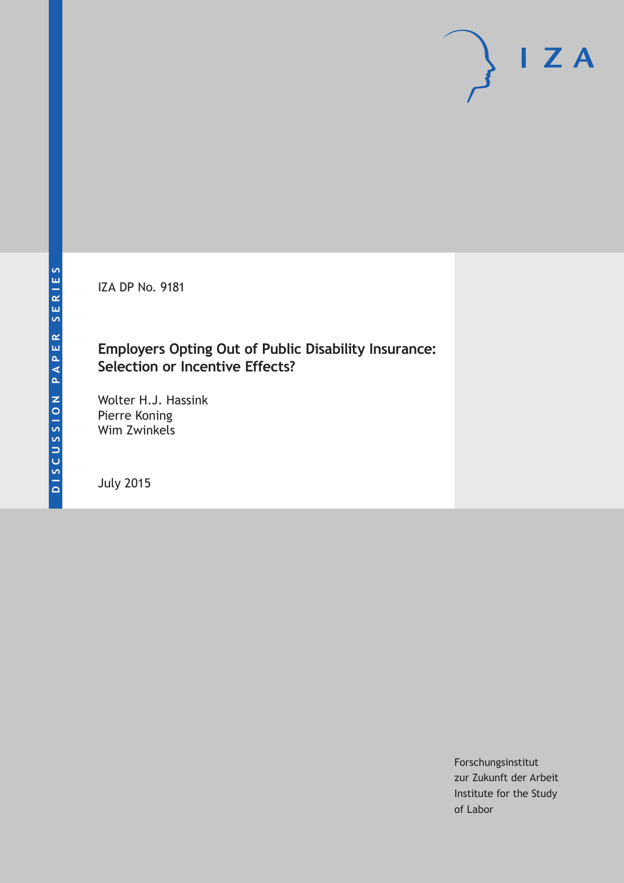DISCUSSION PAPER SERIES

IZA

IZA DP No. 9181

# Employers Opting Out of Public Disability Insurance: Selection or Incentive Effects?

Wolter H.J. Hassink
Pierre Koning
Wim Zwinkels

July 2015

Forschungsinstitut
zur Zukunft der Arbeit
Institute for the Study
of Labor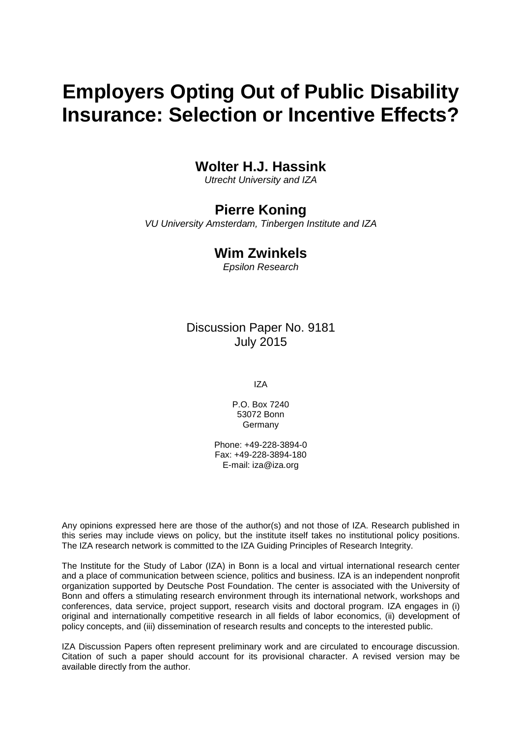# Employers Opting Out of Public Disability Insurance: Selection or Incentive Effects?

**Wolter H.J. Hassink**

*Utrecht University and IZA*

**Pierre Koning**

*VU University Amsterdam, Tinbergen Institute and IZA*

**Wim Zwinkels**

*Epsilon Research*

Discussion Paper No. 9181
July 2015

IZA

P.O. Box 7240
53072 Bonn
Germany

Phone: +49-228-3894-0
Fax: +49-228-3894-180
E-mail: iza@iza.org

Any opinions expressed here are those of the author(s) and not those of IZA. Research published in this series may include views on policy, but the institute itself takes no institutional policy positions. The IZA research network is committed to the IZA Guiding Principles of Research Integrity.

The Institute for the Study of Labor (IZA) in Bonn is a local and virtual international research center and a place of communication between science, politics and business. IZA is an independent nonprofit organization supported by Deutsche Post Foundation. The center is associated with the University of Bonn and offers a stimulating research environment through its international network, workshops and conferences, data service, project support, research visits and doctoral program. IZA engages in (i) original and internationally competitive research in all fields of labor economics, (ii) development of policy concepts, and (iii) dissemination of research results and concepts to the interested public.

IZA Discussion Papers often represent preliminary work and are circulated to encourage discussion. Citation of such a paper should account for its provisional character. A revised version may be available directly from the author.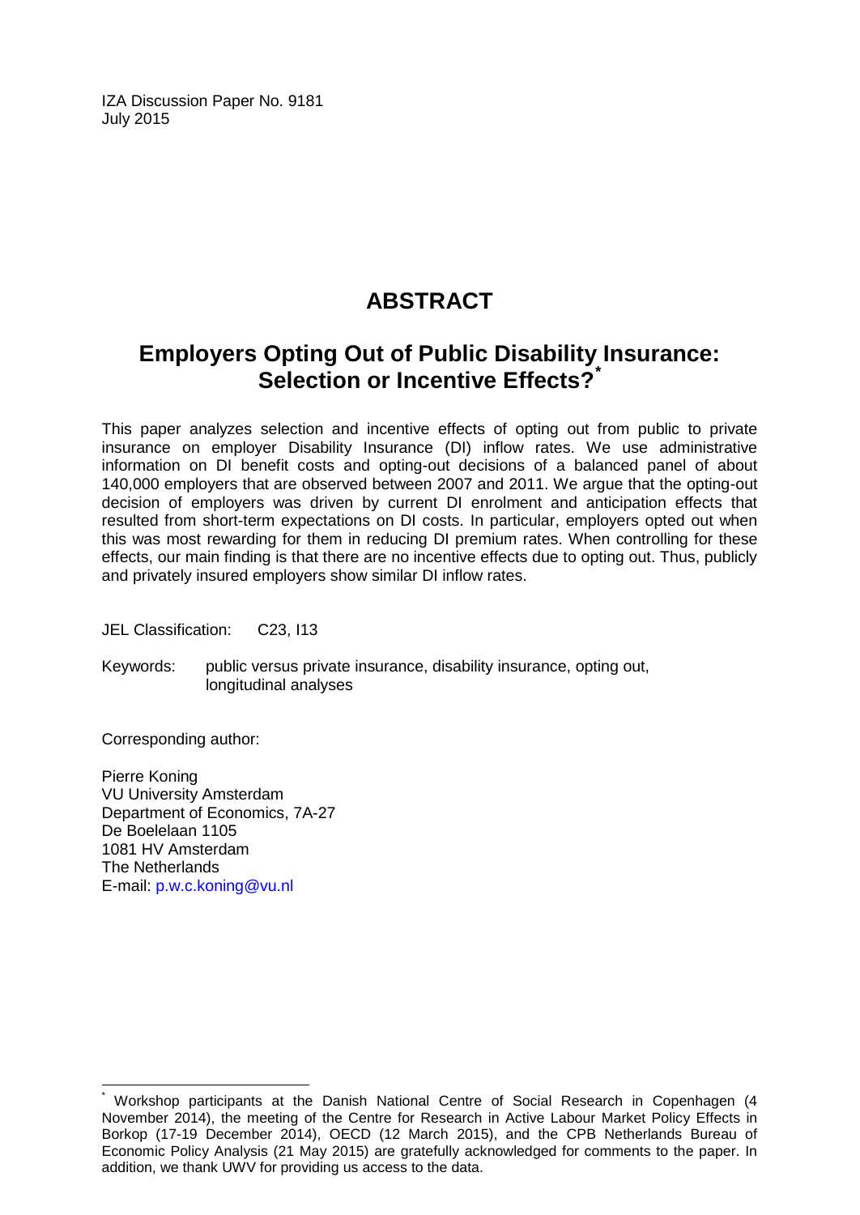IZA Discussion Paper No. 9181
July 2015

# ABSTRACT

## Employers Opting Out of Public Disability Insurance: Selection or Incentive Effects?*

This paper analyzes selection and incentive effects of opting out from public to private insurance on employer Disability Insurance (DI) inflow rates. We use administrative information on DI benefit costs and opting-out decisions of a balanced panel of about 140,000 employers that are observed between 2007 and 2011. We argue that the opting-out decision of employers was driven by current DI enrolment and anticipation effects that resulted from short-term expectations on DI costs. In particular, employers opted out when this was most rewarding for them in reducing DI premium rates. When controlling for these effects, our main finding is that there are no incentive effects due to opting out. Thus, publicly and privately insured employers show similar DI inflow rates.

JEL Classification: C23, I13

Keywords: public versus private insurance, disability insurance, opting out, longitudinal analyses

Corresponding author:

Pierre Koning
VU University Amsterdam
Department of Economics, 7A-27
De Boelelaan 1105
1081 HV Amsterdam
The Netherlands
E-mail: p.w.c.koning@vu.nl

---

* Workshop participants at the Danish National Centre of Social Research in Copenhagen (4 November 2014), the meeting of the Centre for Research in Active Labour Market Policy Effects in Borkop (17-19 December 2014), OECD (12 March 2015), and the CPB Netherlands Bureau of Economic Policy Analysis (21 May 2015) are gratefully acknowledged for comments to the paper. In addition, we thank UWV for providing us access to the data.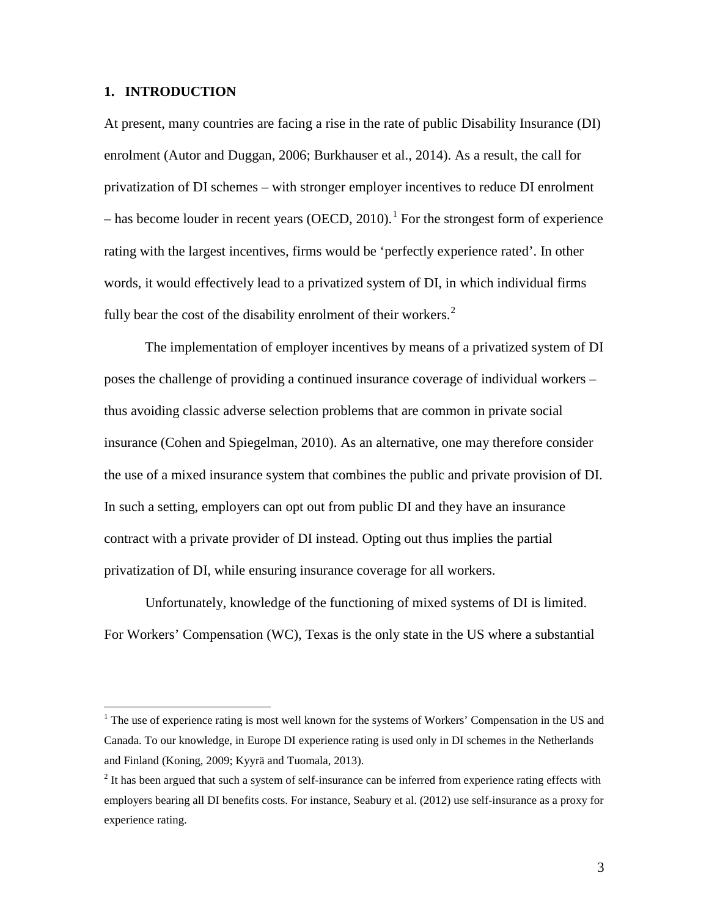## 1. INTRODUCTION

At present, many countries are facing a rise in the rate of public Disability Insurance (DI) enrolment (Autor and Duggan, 2006; Burkhauser et al., 2014). As a result, the call for privatization of DI schemes – with stronger employer incentives to reduce DI enrolment – has become louder in recent years (OECD, 2010).[1] For the strongest form of experience rating with the largest incentives, firms would be 'perfectly experience rated'. In other words, it would effectively lead to a privatized system of DI, in which individual firms fully bear the cost of the disability enrolment of their workers.[2]

The implementation of employer incentives by means of a privatized system of DI poses the challenge of providing a continued insurance coverage of individual workers – thus avoiding classic adverse selection problems that are common in private social insurance (Cohen and Spiegelman, 2010). As an alternative, one may therefore consider the use of a mixed insurance system that combines the public and private provision of DI. In such a setting, employers can opt out from public DI and they have an insurance contract with a private provider of DI instead. Opting out thus implies the partial privatization of DI, while ensuring insurance coverage for all workers.

Unfortunately, knowledge of the functioning of mixed systems of DI is limited. For Workers' Compensation (WC), Texas is the only state in the US where a substantial

[1] The use of experience rating is most well known for the systems of Workers' Compensation in the US and Canada. To our knowledge, in Europe DI experience rating is used only in DI schemes in the Netherlands and Finland (Koning, 2009; Kyyrä and Tuomala, 2013).

[2] It has been argued that such a system of self-insurance can be inferred from experience rating effects with employers bearing all DI benefits costs. For instance, Seabury et al. (2012) use self-insurance as a proxy for experience rating.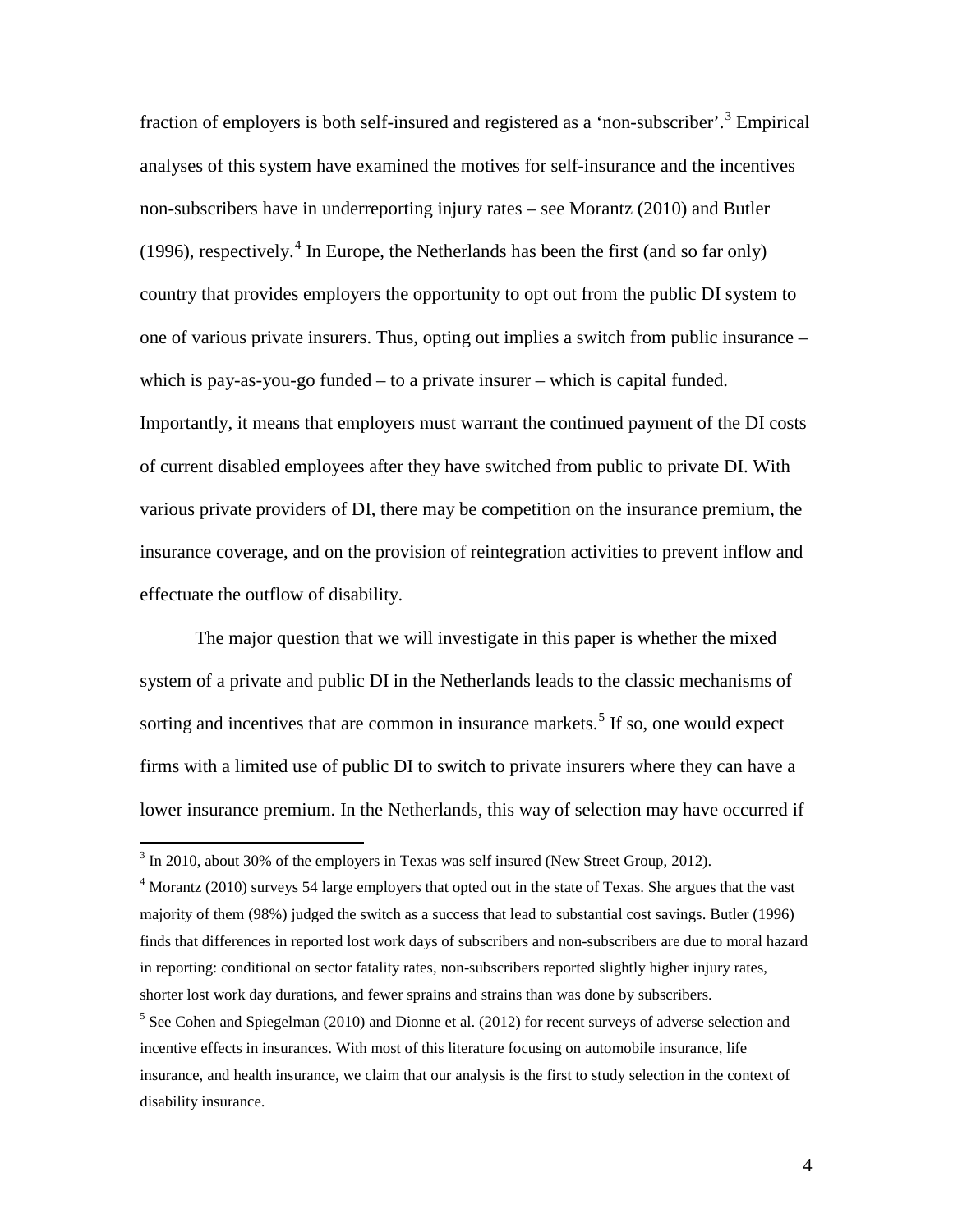fraction of employers is both self-insured and registered as a 'non-subscriber'.[3] Empirical analyses of this system have examined the motives for self-insurance and the incentives non-subscribers have in underreporting injury rates – see Morantz (2010) and Butler (1996), respectively.[4] In Europe, the Netherlands has been the first (and so far only) country that provides employers the opportunity to opt out from the public DI system to one of various private insurers. Thus, opting out implies a switch from public insurance – which is pay-as-you-go funded – to a private insurer – which is capital funded. Importantly, it means that employers must warrant the continued payment of the DI costs of current disabled employees after they have switched from public to private DI. With various private providers of DI, there may be competition on the insurance premium, the insurance coverage, and on the provision of reintegration activities to prevent inflow and effectuate the outflow of disability.

The major question that we will investigate in this paper is whether the mixed system of a private and public DI in the Netherlands leads to the classic mechanisms of sorting and incentives that are common in insurance markets.[5] If so, one would expect firms with a limited use of public DI to switch to private insurers where they can have a lower insurance premium. In the Netherlands, this way of selection may have occurred if

[3] In 2010, about 30% of the employers in Texas was self insured (New Street Group, 2012).

[4] Morantz (2010) surveys 54 large employers that opted out in the state of Texas. She argues that the vast majority of them (98%) judged the switch as a success that lead to substantial cost savings. Butler (1996) finds that differences in reported lost work days of subscribers and non-subscribers are due to moral hazard in reporting: conditional on sector fatality rates, non-subscribers reported slightly higher injury rates, shorter lost work day durations, and fewer sprains and strains than was done by subscribers.

[5] See Cohen and Spiegelman (2010) and Dionne et al. (2012) for recent surveys of adverse selection and incentive effects in insurances. With most of this literature focusing on automobile insurance, life insurance, and health insurance, we claim that our analysis is the first to study selection in the context of disability insurance.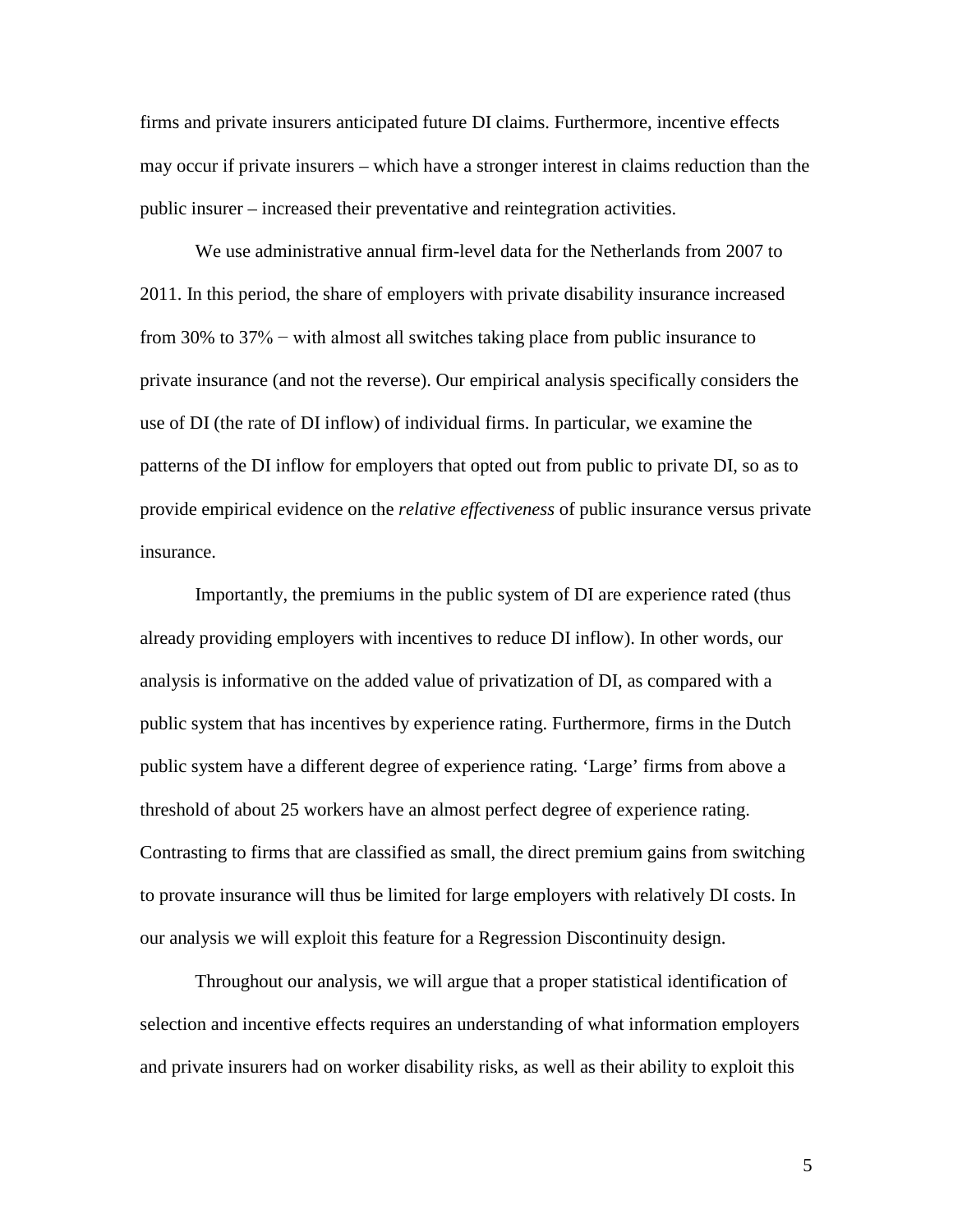firms and private insurers anticipated future DI claims. Furthermore, incentive effects may occur if private insurers – which have a stronger interest in claims reduction than the public insurer – increased their preventative and reintegration activities.

We use administrative annual firm-level data for the Netherlands from 2007 to 2011. In this period, the share of employers with private disability insurance increased from 30% to 37% − with almost all switches taking place from public insurance to private insurance (and not the reverse). Our empirical analysis specifically considers the use of DI (the rate of DI inflow) of individual firms. In particular, we examine the patterns of the DI inflow for employers that opted out from public to private DI, so as to provide empirical evidence on the *relative effectiveness* of public insurance versus private insurance.

Importantly, the premiums in the public system of DI are experience rated (thus already providing employers with incentives to reduce DI inflow). In other words, our analysis is informative on the added value of privatization of DI, as compared with a public system that has incentives by experience rating. Furthermore, firms in the Dutch public system have a different degree of experience rating. 'Large' firms from above a threshold of about 25 workers have an almost perfect degree of experience rating. Contrasting to firms that are classified as small, the direct premium gains from switching to provate insurance will thus be limited for large employers with relatively DI costs. In our analysis we will exploit this feature for a Regression Discontinuity design.

Throughout our analysis, we will argue that a proper statistical identification of selection and incentive effects requires an understanding of what information employers and private insurers had on worker disability risks, as well as their ability to exploit this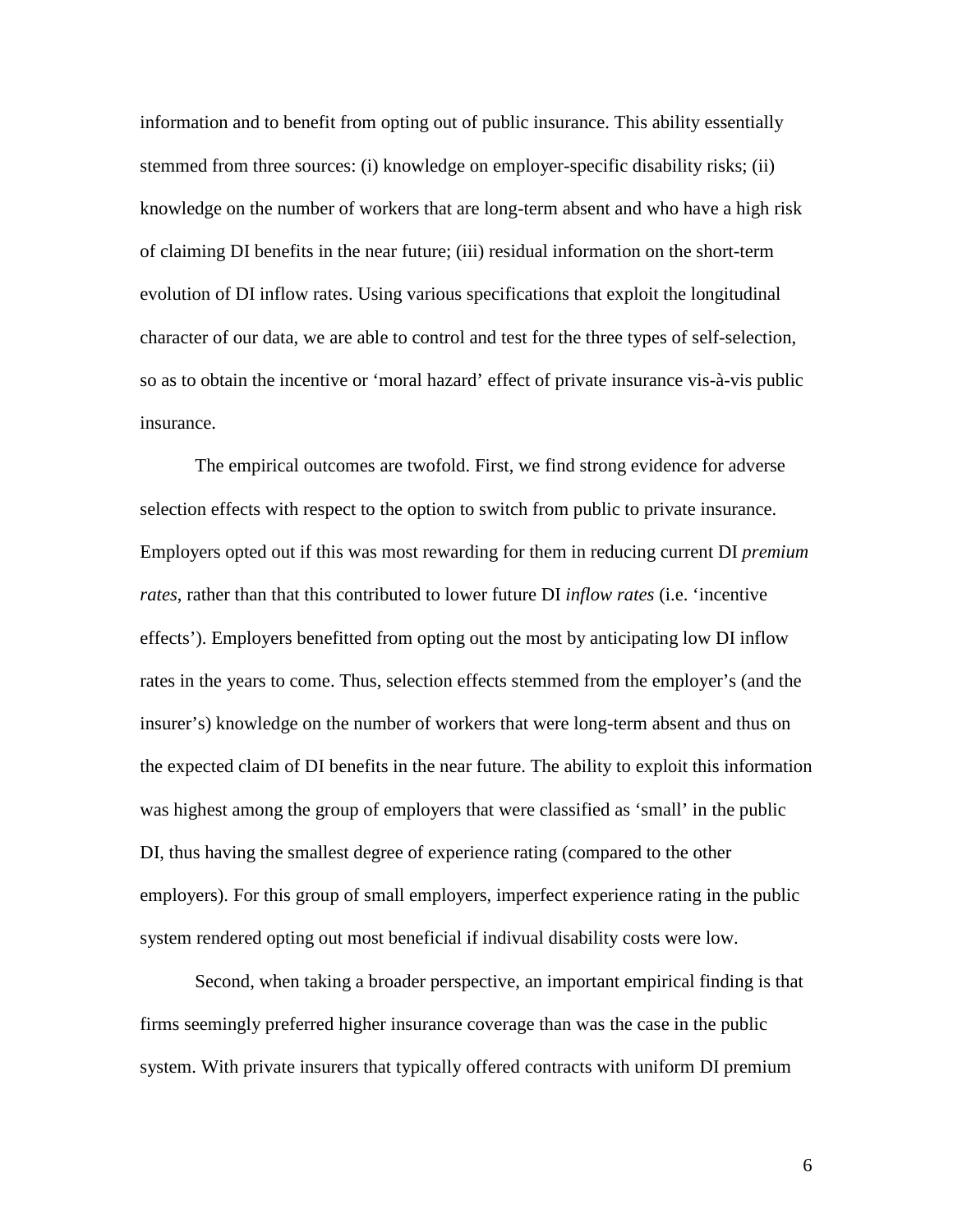information and to benefit from opting out of public insurance. This ability essentially stemmed from three sources: (i) knowledge on employer-specific disability risks; (ii) knowledge on the number of workers that are long-term absent and who have a high risk of claiming DI benefits in the near future; (iii) residual information on the short-term evolution of DI inflow rates. Using various specifications that exploit the longitudinal character of our data, we are able to control and test for the three types of self-selection, so as to obtain the incentive or 'moral hazard' effect of private insurance vis-à-vis public insurance.

The empirical outcomes are twofold. First, we find strong evidence for adverse selection effects with respect to the option to switch from public to private insurance. Employers opted out if this was most rewarding for them in reducing current DI *premium rates*, rather than that this contributed to lower future DI *inflow rates* (i.e. 'incentive effects'). Employers benefitted from opting out the most by anticipating low DI inflow rates in the years to come. Thus, selection effects stemmed from the employer's (and the insurer's) knowledge on the number of workers that were long-term absent and thus on the expected claim of DI benefits in the near future. The ability to exploit this information was highest among the group of employers that were classified as 'small' in the public DI, thus having the smallest degree of experience rating (compared to the other employers). For this group of small employers, imperfect experience rating in the public system rendered opting out most beneficial if indivual disability costs were low.

Second, when taking a broader perspective, an important empirical finding is that firms seemingly preferred higher insurance coverage than was the case in the public system. With private insurers that typically offered contracts with uniform DI premium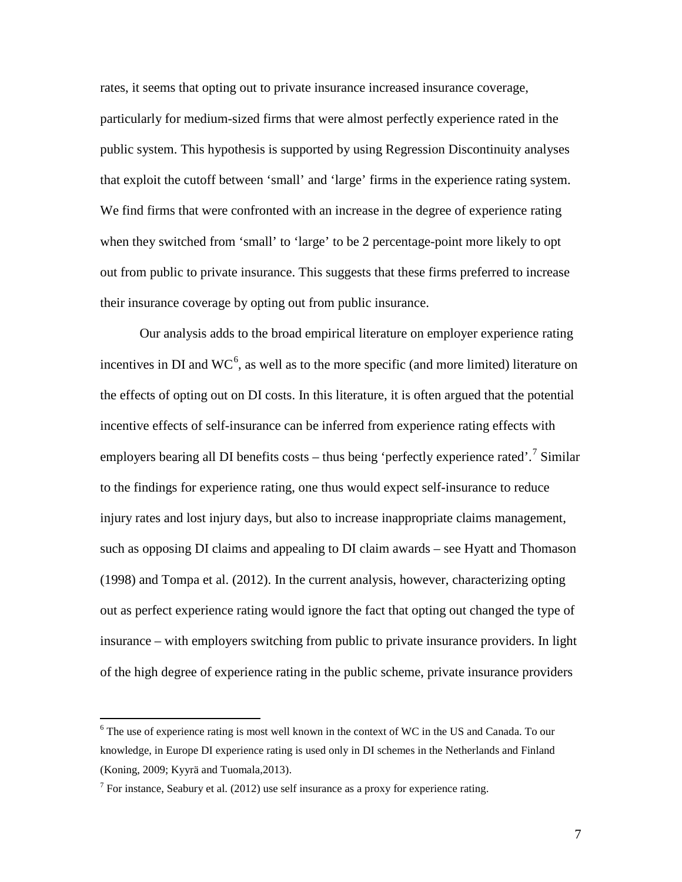rates, it seems that opting out to private insurance increased insurance coverage, particularly for medium-sized firms that were almost perfectly experience rated in the public system. This hypothesis is supported by using Regression Discontinuity analyses that exploit the cutoff between 'small' and 'large' firms in the experience rating system. We find firms that were confronted with an increase in the degree of experience rating when they switched from 'small' to 'large' to be 2 percentage-point more likely to opt out from public to private insurance. This suggests that these firms preferred to increase their insurance coverage by opting out from public insurance.

Our analysis adds to the broad empirical literature on employer experience rating incentives in DI and WC[6], as well as to the more specific (and more limited) literature on the effects of opting out on DI costs. In this literature, it is often argued that the potential incentive effects of self-insurance can be inferred from experience rating effects with employers bearing all DI benefits costs – thus being 'perfectly experience rated'.[7] Similar to the findings for experience rating, one thus would expect self-insurance to reduce injury rates and lost injury days, but also to increase inappropriate claims management, such as opposing DI claims and appealing to DI claim awards – see Hyatt and Thomason (1998) and Tompa et al. (2012). In the current analysis, however, characterizing opting out as perfect experience rating would ignore the fact that opting out changed the type of insurance – with employers switching from public to private insurance providers. In light of the high degree of experience rating in the public scheme, private insurance providers

[6] The use of experience rating is most well known in the context of WC in the US and Canada. To our knowledge, in Europe DI experience rating is used only in DI schemes in the Netherlands and Finland (Koning, 2009; Kyyrä and Tuomala,2013).

[7] For instance, Seabury et al. (2012) use self insurance as a proxy for experience rating.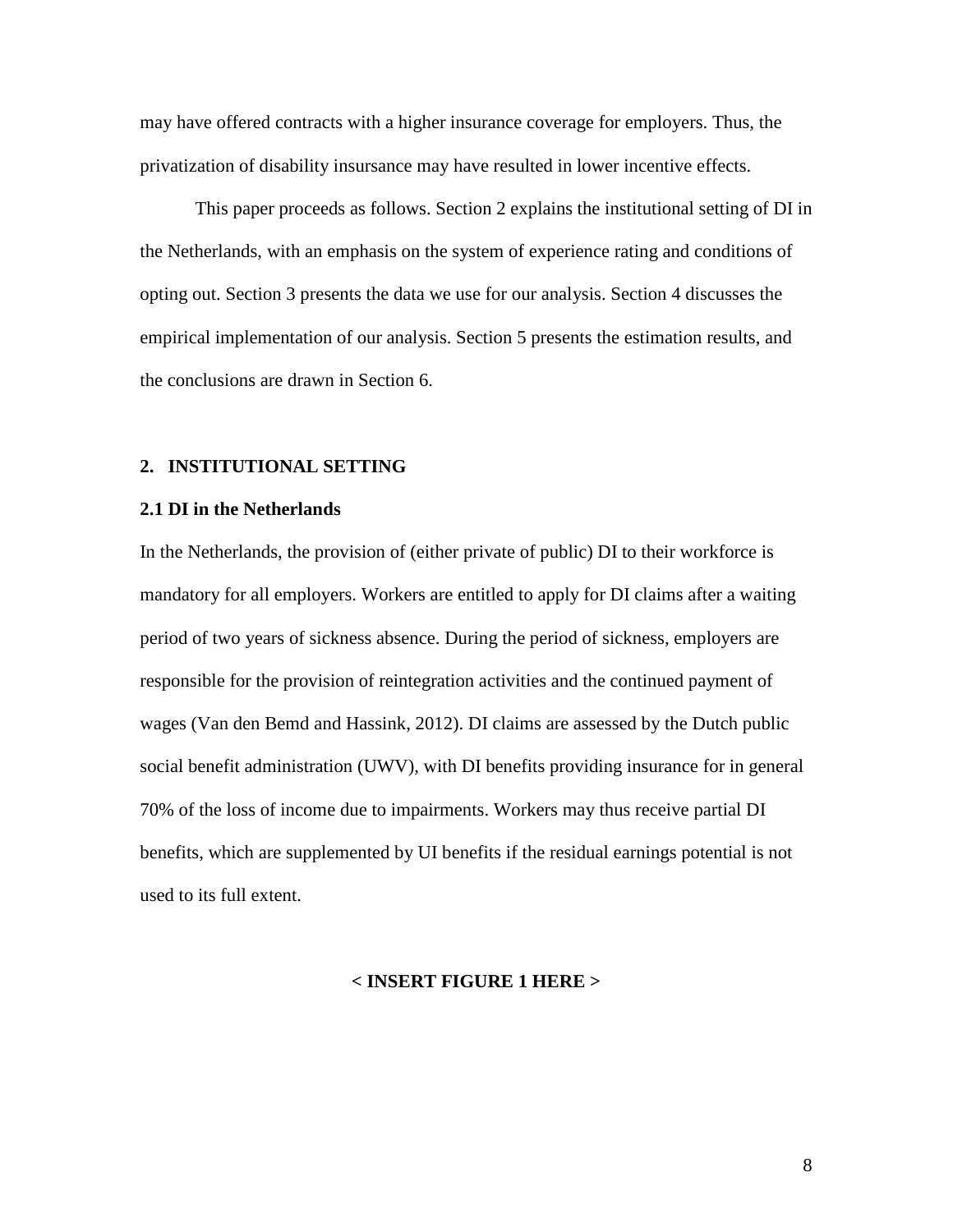may have offered contracts with a higher insurance coverage for employers. Thus, the privatization of disability insurance may have resulted in lower incentive effects.

This paper proceeds as follows. Section 2 explains the institutional setting of DI in the Netherlands, with an emphasis on the system of experience rating and conditions of opting out. Section 3 presents the data we use for our analysis. Section 4 discusses the empirical implementation of our analysis. Section 5 presents the estimation results, and the conclusions are drawn in Section 6.

## 2. INSTITUTIONAL SETTING

### 2.1 DI in the Netherlands

In the Netherlands, the provision of (either private of public) DI to their workforce is mandatory for all employers. Workers are entitled to apply for DI claims after a waiting period of two years of sickness absence. During the period of sickness, employers are responsible for the provision of reintegration activities and the continued payment of wages (Van den Bemd and Hassink, 2012). DI claims are assessed by the Dutch public social benefit administration (UWV), with DI benefits providing insurance for in general 70% of the loss of income due to impairments. Workers may thus receive partial DI benefits, which are supplemented by UI benefits if the residual earnings potential is not used to its full extent.

**< INSERT FIGURE 1 HERE >**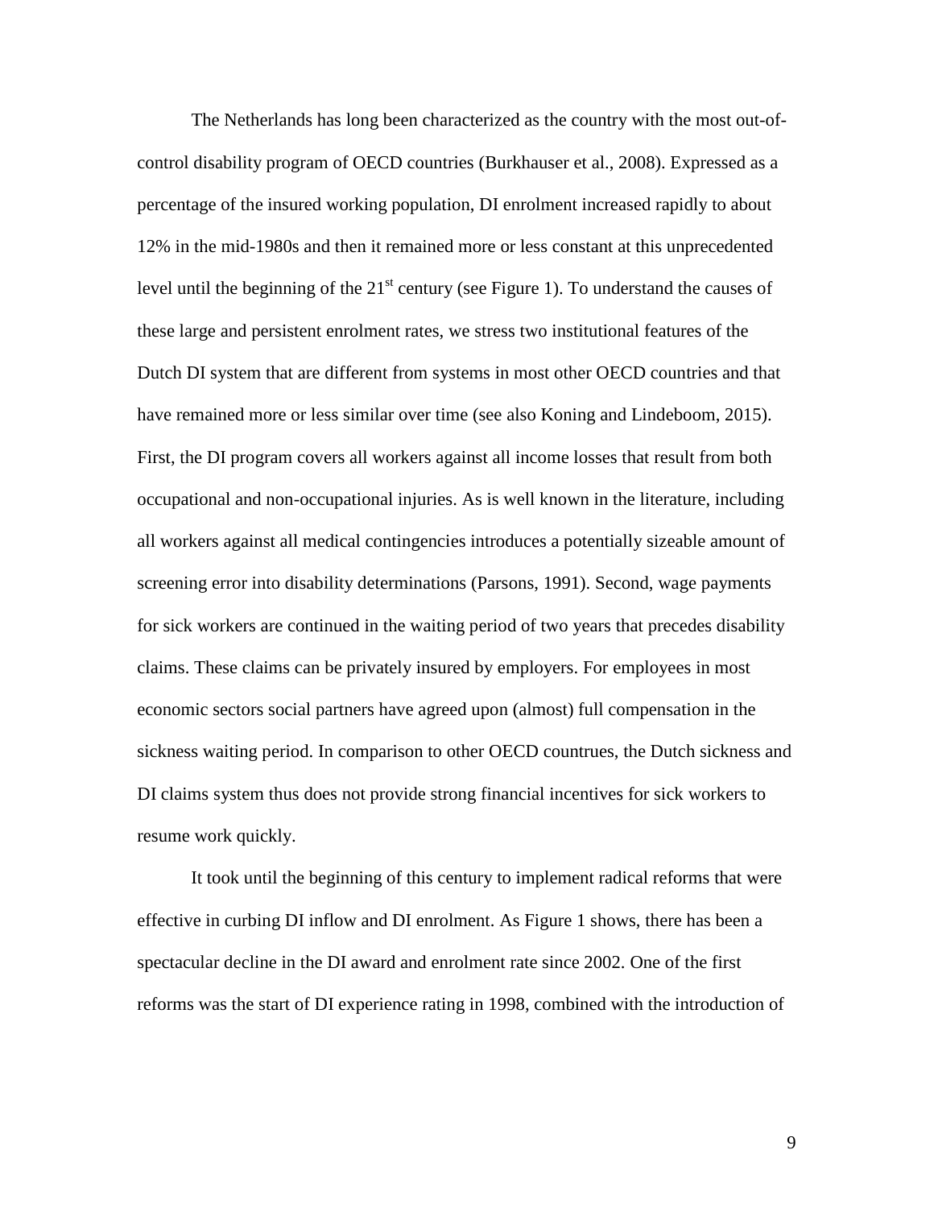The Netherlands has long been characterized as the country with the most out-of-control disability program of OECD countries (Burkhauser et al., 2008). Expressed as a percentage of the insured working population, DI enrolment increased rapidly to about 12% in the mid-1980s and then it remained more or less constant at this unprecedented level until the beginning of the 21st century (see Figure 1). To understand the causes of these large and persistent enrolment rates, we stress two institutional features of the Dutch DI system that are different from systems in most other OECD countries and that have remained more or less similar over time (see also Koning and Lindeboom, 2015). First, the DI program covers all workers against all income losses that result from both occupational and non-occupational injuries. As is well known in the literature, including all workers against all medical contingencies introduces a potentially sizeable amount of screening error into disability determinations (Parsons, 1991). Second, wage payments for sick workers are continued in the waiting period of two years that precedes disability claims. These claims can be privately insured by employers. For employees in most economic sectors social partners have agreed upon (almost) full compensation in the sickness waiting period. In comparison to other OECD countrues, the Dutch sickness and DI claims system thus does not provide strong financial incentives for sick workers to resume work quickly.

It took until the beginning of this century to implement radical reforms that were effective in curbing DI inflow and DI enrolment. As Figure 1 shows, there has been a spectacular decline in the DI award and enrolment rate since 2002. One of the first reforms was the start of DI experience rating in 1998, combined with the introduction of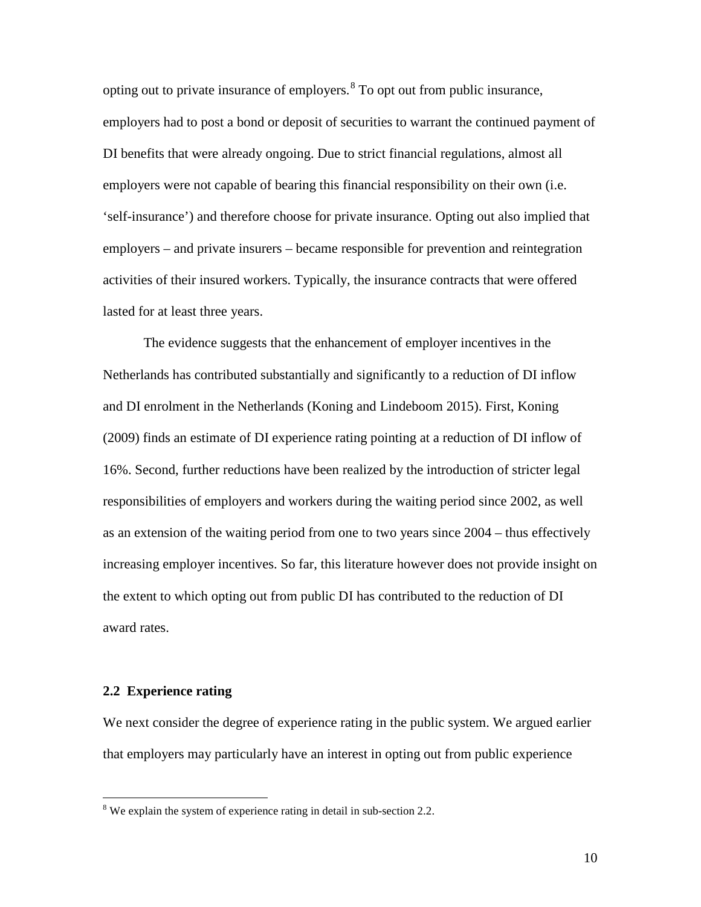opting out to private insurance of employers.[8] To opt out from public insurance, employers had to post a bond or deposit of securities to warrant the continued payment of DI benefits that were already ongoing. Due to strict financial regulations, almost all employers were not capable of bearing this financial responsibility on their own (i.e. 'self-insurance') and therefore choose for private insurance. Opting out also implied that employers – and private insurers – became responsible for prevention and reintegration activities of their insured workers. Typically, the insurance contracts that were offered lasted for at least three years.

The evidence suggests that the enhancement of employer incentives in the Netherlands has contributed substantially and significantly to a reduction of DI inflow and DI enrolment in the Netherlands (Koning and Lindeboom 2015). First, Koning (2009) finds an estimate of DI experience rating pointing at a reduction of DI inflow of 16%. Second, further reductions have been realized by the introduction of stricter legal responsibilities of employers and workers during the waiting period since 2002, as well as an extension of the waiting period from one to two years since 2004 – thus effectively increasing employer incentives. So far, this literature however does not provide insight on the extent to which opting out from public DI has contributed to the reduction of DI award rates.

### 2.2 Experience rating

We next consider the degree of experience rating in the public system. We argued earlier that employers may particularly have an interest in opting out from public experience

[8] We explain the system of experience rating in detail in sub-section 2.2.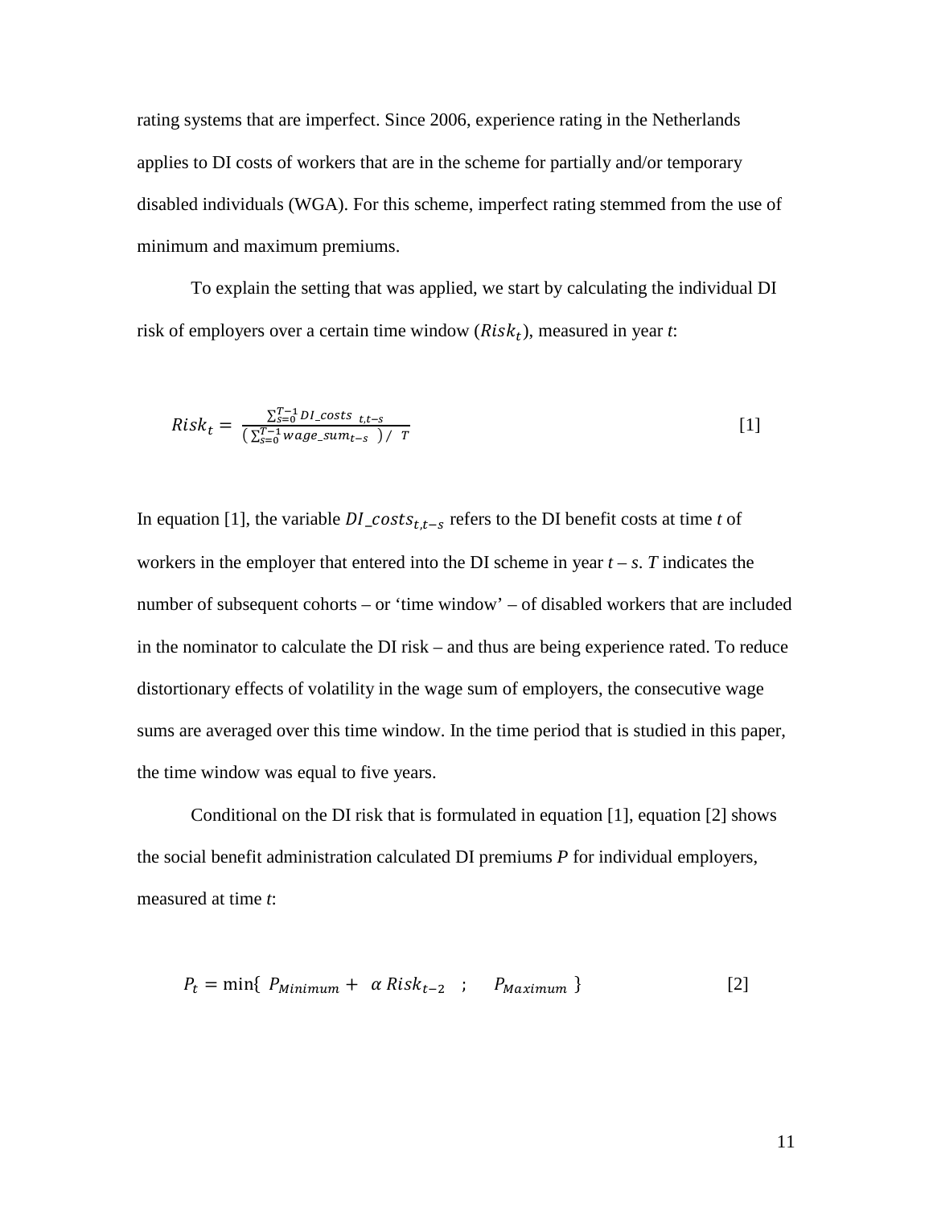rating systems that are imperfect. Since 2006, experience rating in the Netherlands applies to DI costs of workers that are in the scheme for partially and/or temporary disabled individuals (WGA). For this scheme, imperfect rating stemmed from the use of minimum and maximum premiums.

To explain the setting that was applied, we start by calculating the individual DI risk of employers over a certain time window ($Risk_t$), measured in year *t*:

$$Risk_t = \frac{\sum_{s=0}^{T-1} DI\_costs_{\ t,t-s}}{(\sum_{s=0}^{T-1} wage\_sum_{t-s}\ )\ /\ T} \qquad [1]$$

In equation [1], the variable $DI\_costs_{t,t-s}$ refers to the DI benefit costs at time *t* of workers in the employer that entered into the DI scheme in year *t* – *s*. *T* indicates the number of subsequent cohorts – or 'time window' – of disabled workers that are included in the nominator to calculate the DI risk – and thus are being experience rated. To reduce distortionary effects of volatility in the wage sum of employers, the consecutive wage sums are averaged over this time window. In the time period that is studied in this paper, the time window was equal to five years.

Conditional on the DI risk that is formulated in equation [1], equation [2] shows the social benefit administration calculated DI premiums *P* for individual employers, measured at time *t*:

$$P_t = \min\{\ P_{Minimum} + \ \alpha\ Risk_{t-2}\ \ ;\ \ \ P_{Maximum}\ \} \qquad [2]$$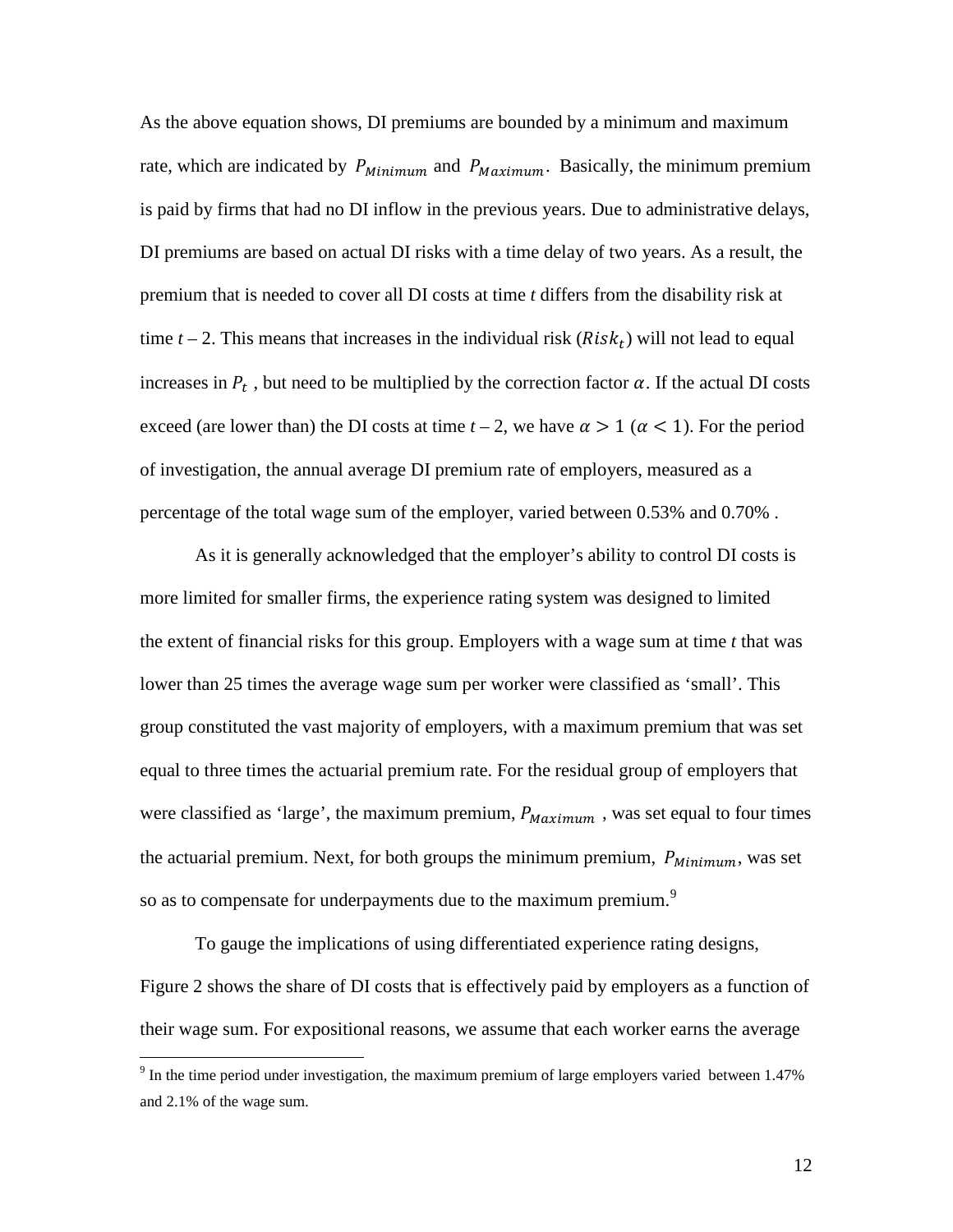As the above equation shows, DI premiums are bounded by a minimum and maximum rate, which are indicated by $P_{Minimum}$ and $P_{Maximum}$. Basically, the minimum premium is paid by firms that had no DI inflow in the previous years. Due to administrative delays, DI premiums are based on actual DI risks with a time delay of two years. As a result, the premium that is needed to cover all DI costs at time *t* differs from the disability risk at time *t* – 2. This means that increases in the individual risk ($Risk_t$) will not lead to equal increases in $P_t$ , but need to be multiplied by the correction factor $\alpha$. If the actual DI costs exceed (are lower than) the DI costs at time *t* – 2, we have $\alpha > 1$ ($\alpha < 1$). For the period of investigation, the annual average DI premium rate of employers, measured as a percentage of the total wage sum of the employer, varied between 0.53% and 0.70% .

As it is generally acknowledged that the employer's ability to control DI costs is more limited for smaller firms, the experience rating system was designed to limited the extent of financial risks for this group. Employers with a wage sum at time *t* that was lower than 25 times the average wage sum per worker were classified as 'small'. This group constituted the vast majority of employers, with a maximum premium that was set equal to three times the actuarial premium rate. For the residual group of employers that were classified as 'large', the maximum premium, $P_{Maximum}$ , was set equal to four times the actuarial premium. Next, for both groups the minimum premium, $P_{Minimum}$, was set so as to compensate for underpayments due to the maximum premium.[9]

To gauge the implications of using differentiated experience rating designs, Figure 2 shows the share of DI costs that is effectively paid by employers as a function of their wage sum. For expositional reasons, we assume that each worker earns the average

[9] In the time period under investigation, the maximum premium of large employers varied between 1.47% and 2.1% of the wage sum.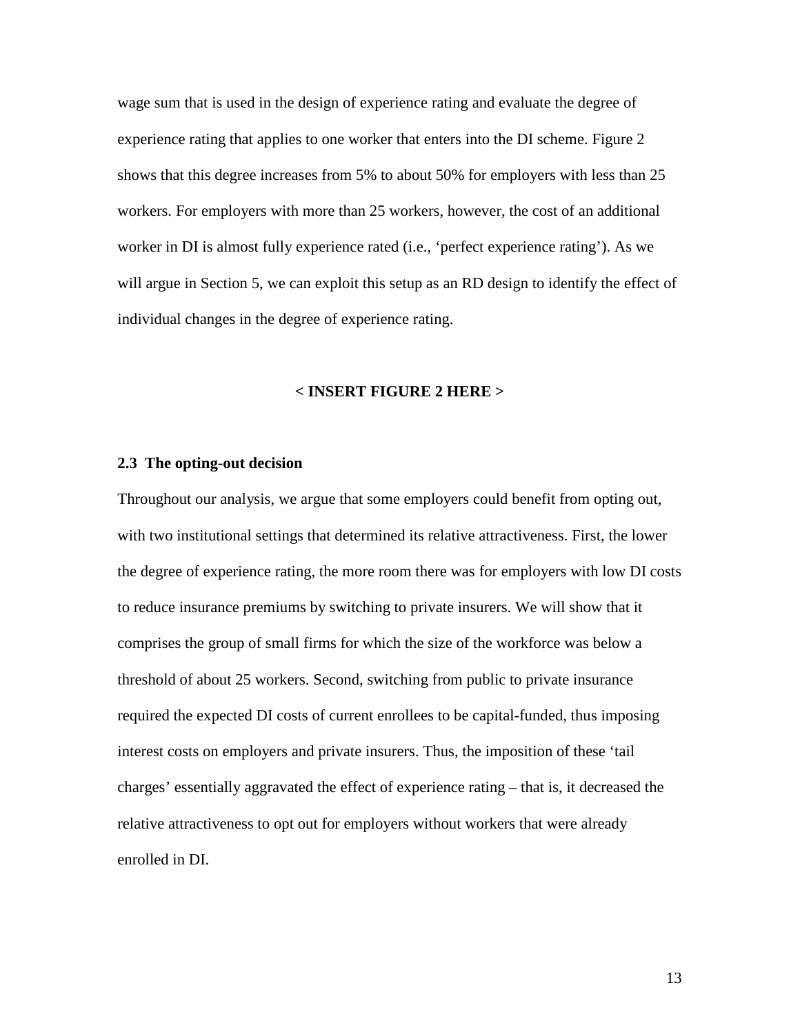wage sum that is used in the design of experience rating and evaluate the degree of experience rating that applies to one worker that enters into the DI scheme. Figure 2 shows that this degree increases from 5% to about 50% for employers with less than 25 workers. For employers with more than 25 workers, however, the cost of an additional worker in DI is almost fully experience rated (i.e., 'perfect experience rating'). As we will argue in Section 5, we can exploit this setup as an RD design to identify the effect of individual changes in the degree of experience rating.

**< INSERT FIGURE 2 HERE >**

### 2.3 The opting-out decision

Throughout our analysis, we argue that some employers could benefit from opting out, with two institutional settings that determined its relative attractiveness. First, the lower the degree of experience rating, the more room there was for employers with low DI costs to reduce insurance premiums by switching to private insurers. We will show that it comprises the group of small firms for which the size of the workforce was below a threshold of about 25 workers. Second, switching from public to private insurance required the expected DI costs of current enrollees to be capital-funded, thus imposing interest costs on employers and private insurers. Thus, the imposition of these 'tail charges' essentially aggravated the effect of experience rating – that is, it decreased the relative attractiveness to opt out for employers without workers that were already enrolled in DI.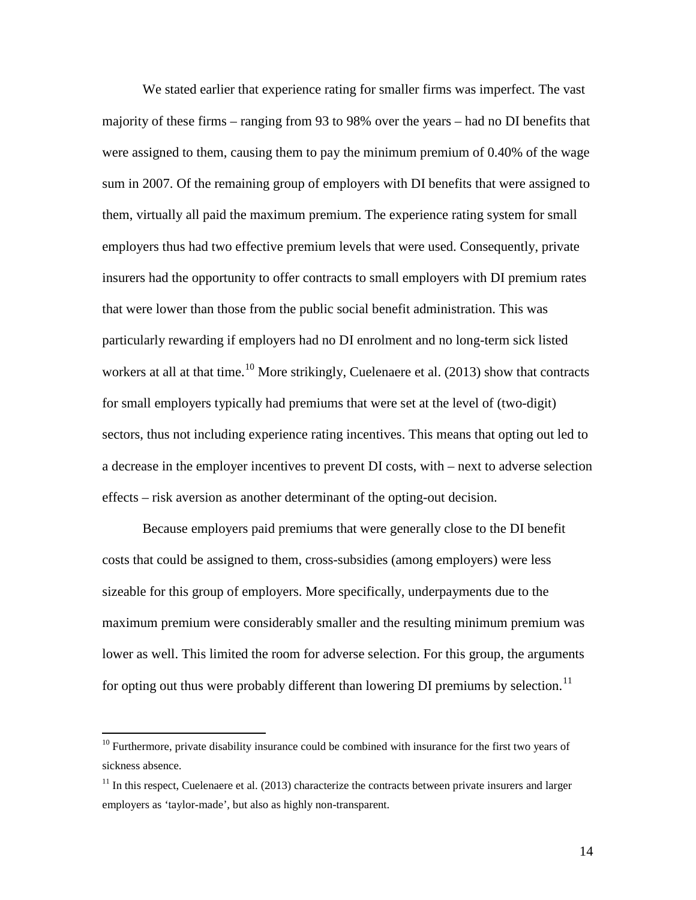We stated earlier that experience rating for smaller firms was imperfect. The vast majority of these firms – ranging from 93 to 98% over the years – had no DI benefits that were assigned to them, causing them to pay the minimum premium of 0.40% of the wage sum in 2007. Of the remaining group of employers with DI benefits that were assigned to them, virtually all paid the maximum premium. The experience rating system for small employers thus had two effective premium levels that were used. Consequently, private insurers had the opportunity to offer contracts to small employers with DI premium rates that were lower than those from the public social benefit administration. This was particularly rewarding if employers had no DI enrolment and no long-term sick listed workers at all at that time.[10] More strikingly, Cuelenaere et al. (2013) show that contracts for small employers typically had premiums that were set at the level of (two-digit) sectors, thus not including experience rating incentives. This means that opting out led to a decrease in the employer incentives to prevent DI costs, with – next to adverse selection effects – risk aversion as another determinant of the opting-out decision.

Because employers paid premiums that were generally close to the DI benefit costs that could be assigned to them, cross-subsidies (among employers) were less sizeable for this group of employers. More specifically, underpayments due to the maximum premium were considerably smaller and the resulting minimum premium was lower as well. This limited the room for adverse selection. For this group, the arguments for opting out thus were probably different than lowering DI premiums by selection.[11]

---

[10] Furthermore, private disability insurance could be combined with insurance for the first two years of sickness absence.

[11] In this respect, Cuelenaere et al. (2013) characterize the contracts between private insurers and larger employers as 'taylor-made', but also as highly non-transparent.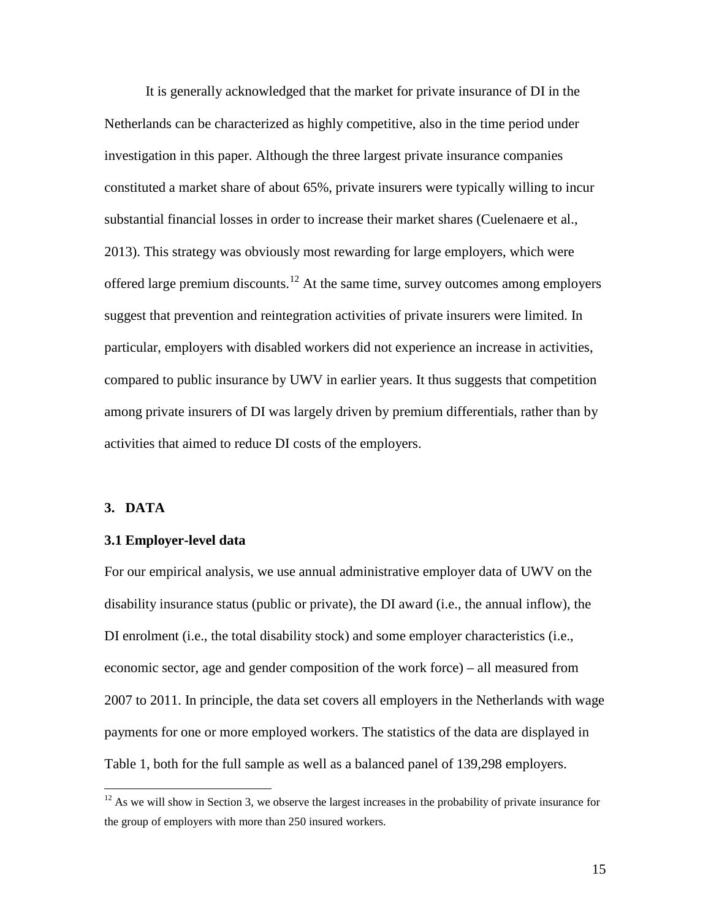It is generally acknowledged that the market for private insurance of DI in the Netherlands can be characterized as highly competitive, also in the time period under investigation in this paper. Although the three largest private insurance companies constituted a market share of about 65%, private insurers were typically willing to incur substantial financial losses in order to increase their market shares (Cuelenaere et al., 2013). This strategy was obviously most rewarding for large employers, which were offered large premium discounts.[12] At the same time, survey outcomes among employers suggest that prevention and reintegration activities of private insurers were limited. In particular, employers with disabled workers did not experience an increase in activities, compared to public insurance by UWV in earlier years. It thus suggests that competition among private insurers of DI was largely driven by premium differentials, rather than by activities that aimed to reduce DI costs of the employers.

## 3. DATA

### 3.1 Employer-level data

For our empirical analysis, we use annual administrative employer data of UWV on the disability insurance status (public or private), the DI award (i.e., the annual inflow), the DI enrolment (i.e., the total disability stock) and some employer characteristics (i.e., economic sector, age and gender composition of the work force) – all measured from 2007 to 2011. In principle, the data set covers all employers in the Netherlands with wage payments for one or more employed workers. The statistics of the data are displayed in Table 1, both for the full sample as well as a balanced panel of 139,298 employers.

[12] As we will show in Section 3, we observe the largest increases in the probability of private insurance for the group of employers with more than 250 insured workers.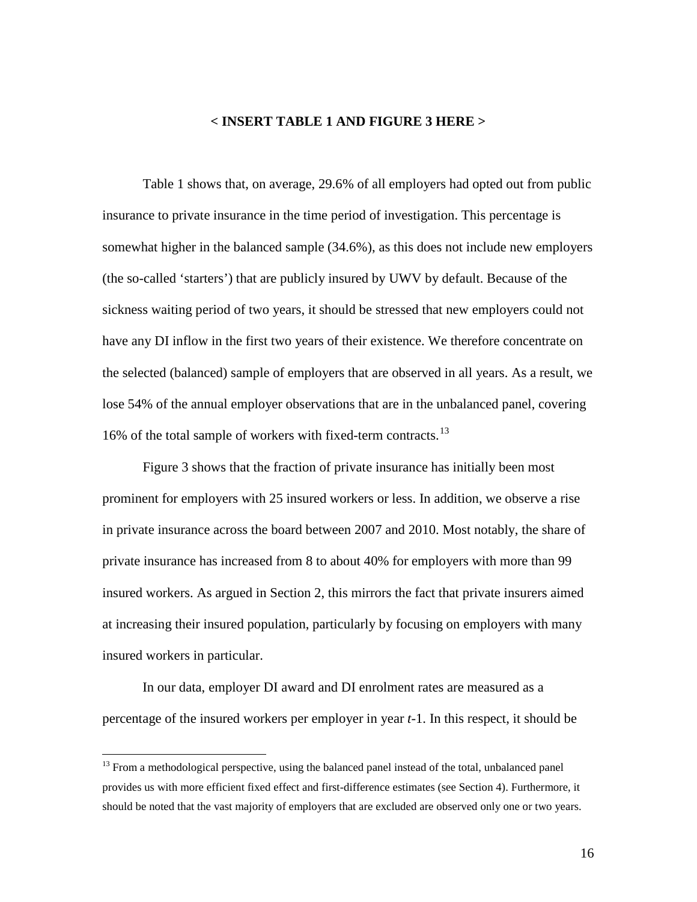**< INSERT TABLE 1 AND FIGURE 3 HERE >**

Table 1 shows that, on average, 29.6% of all employers had opted out from public insurance to private insurance in the time period of investigation. This percentage is somewhat higher in the balanced sample (34.6%), as this does not include new employers (the so-called 'starters') that are publicly insured by UWV by default. Because of the sickness waiting period of two years, it should be stressed that new employers could not have any DI inflow in the first two years of their existence. We therefore concentrate on the selected (balanced) sample of employers that are observed in all years. As a result, we lose 54% of the annual employer observations that are in the unbalanced panel, covering 16% of the total sample of workers with fixed-term contracts.[13]

Figure 3 shows that the fraction of private insurance has initially been most prominent for employers with 25 insured workers or less. In addition, we observe a rise in private insurance across the board between 2007 and 2010. Most notably, the share of private insurance has increased from 8 to about 40% for employers with more than 99 insured workers. As argued in Section 2, this mirrors the fact that private insurers aimed at increasing their insured population, particularly by focusing on employers with many insured workers in particular.

In our data, employer DI award and DI enrolment rates are measured as a percentage of the insured workers per employer in year *t*-1. In this respect, it should be

---

[13] From a methodological perspective, using the balanced panel instead of the total, unbalanced panel provides us with more efficient fixed effect and first-difference estimates (see Section 4). Furthermore, it should be noted that the vast majority of employers that are excluded are observed only one or two years.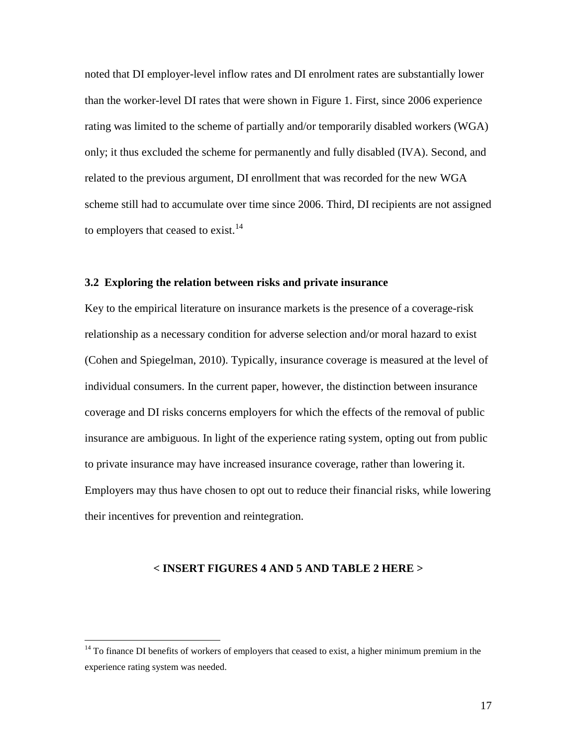noted that DI employer-level inflow rates and DI enrolment rates are substantially lower than the worker-level DI rates that were shown in Figure 1. First, since 2006 experience rating was limited to the scheme of partially and/or temporarily disabled workers (WGA) only; it thus excluded the scheme for permanently and fully disabled (IVA). Second, and related to the previous argument, DI enrollment that was recorded for the new WGA scheme still had to accumulate over time since 2006. Third, DI recipients are not assigned to employers that ceased to exist.[14]

### 3.2 Exploring the relation between risks and private insurance

Key to the empirical literature on insurance markets is the presence of a coverage-risk relationship as a necessary condition for adverse selection and/or moral hazard to exist (Cohen and Spiegelman, 2010). Typically, insurance coverage is measured at the level of individual consumers. In the current paper, however, the distinction between insurance coverage and DI risks concerns employers for which the effects of the removal of public insurance are ambiguous. In light of the experience rating system, opting out from public to private insurance may have increased insurance coverage, rather than lowering it. Employers may thus have chosen to opt out to reduce their financial risks, while lowering their incentives for prevention and reintegration.

**< INSERT FIGURES 4 AND 5 AND TABLE 2 HERE >**

---

[14] To finance DI benefits of workers of employers that ceased to exist, a higher minimum premium in the experience rating system was needed.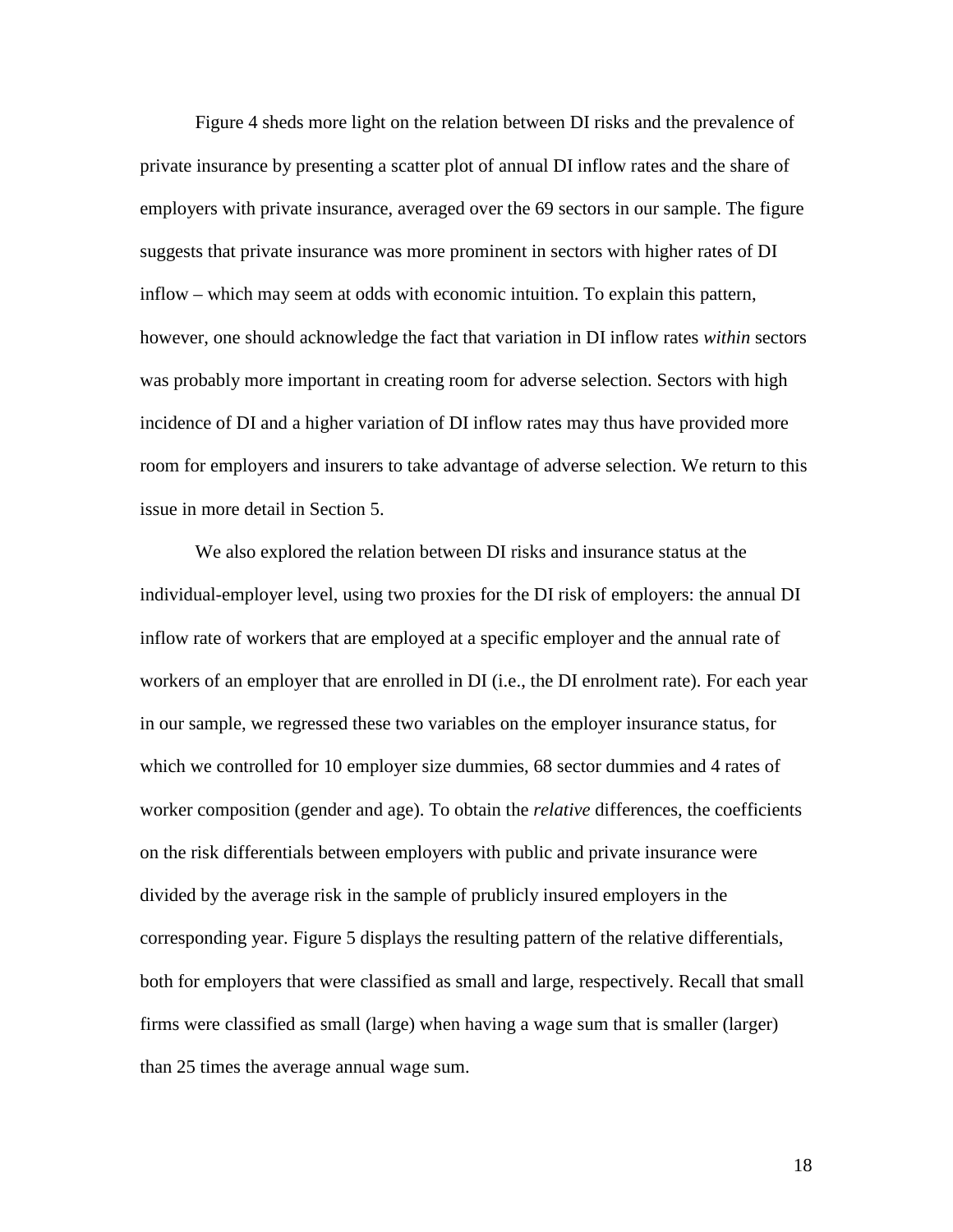Figure 4 sheds more light on the relation between DI risks and the prevalence of private insurance by presenting a scatter plot of annual DI inflow rates and the share of employers with private insurance, averaged over the 69 sectors in our sample. The figure suggests that private insurance was more prominent in sectors with higher rates of DI inflow – which may seem at odds with economic intuition. To explain this pattern, however, one should acknowledge the fact that variation in DI inflow rates *within* sectors was probably more important in creating room for adverse selection. Sectors with high incidence of DI and a higher variation of DI inflow rates may thus have provided more room for employers and insurers to take advantage of adverse selection. We return to this issue in more detail in Section 5.

We also explored the relation between DI risks and insurance status at the individual-employer level, using two proxies for the DI risk of employers: the annual DI inflow rate of workers that are employed at a specific employer and the annual rate of workers of an employer that are enrolled in DI (i.e., the DI enrolment rate). For each year in our sample, we regressed these two variables on the employer insurance status, for which we controlled for 10 employer size dummies, 68 sector dummies and 4 rates of worker composition (gender and age). To obtain the *relative* differences, the coefficients on the risk differentials between employers with public and private insurance were divided by the average risk in the sample of prublicly insured employers in the corresponding year. Figure 5 displays the resulting pattern of the relative differentials, both for employers that were classified as small and large, respectively. Recall that small firms were classified as small (large) when having a wage sum that is smaller (larger) than 25 times the average annual wage sum.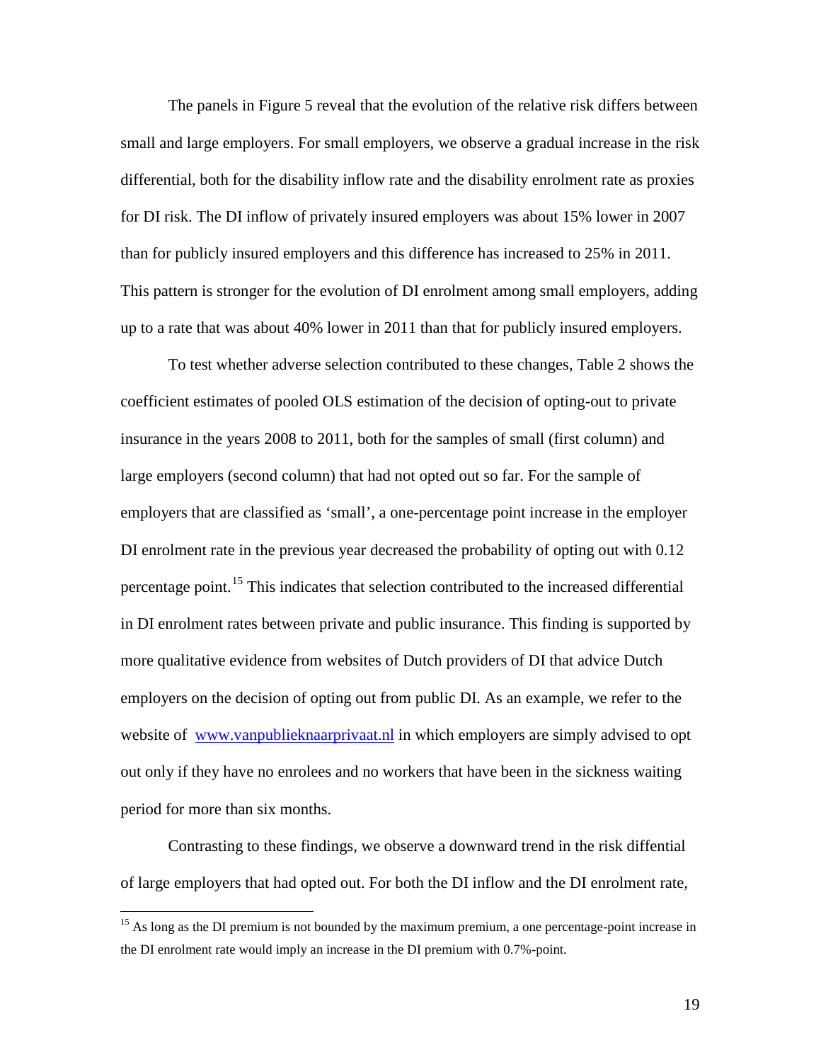The panels in Figure 5 reveal that the evolution of the relative risk differs between small and large employers. For small employers, we observe a gradual increase in the risk differential, both for the disability inflow rate and the disability enrolment rate as proxies for DI risk. The DI inflow of privately insured employers was about 15% lower in 2007 than for publicly insured employers and this difference has increased to 25% in 2011. This pattern is stronger for the evolution of DI enrolment among small employers, adding up to a rate that was about 40% lower in 2011 than that for publicly insured employers.

To test whether adverse selection contributed to these changes, Table 2 shows the coefficient estimates of pooled OLS estimation of the decision of opting-out to private insurance in the years 2008 to 2011, both for the samples of small (first column) and large employers (second column) that had not opted out so far. For the sample of employers that are classified as 'small', a one-percentage point increase in the employer DI enrolment rate in the previous year decreased the probability of opting out with 0.12 percentage point.[15] This indicates that selection contributed to the increased differential in DI enrolment rates between private and public insurance. This finding is supported by more qualitative evidence from websites of Dutch providers of DI that advice Dutch employers on the decision of opting out from public DI. As an example, we refer to the website of [www.vanpublieknaarprivaat.nl](www.vanpublieknaarprivaat.nl) in which employers are simply advised to opt out only if they have no enrolees and no workers that have been in the sickness waiting period for more than six months.

Contrasting to these findings, we observe a downward trend in the risk diffential of large employers that had opted out. For both the DI inflow and the DI enrolment rate,

---

[15] As long as the DI premium is not bounded by the maximum premium, a one percentage-point increase in the DI enrolment rate would imply an increase in the DI premium with 0.7%-point.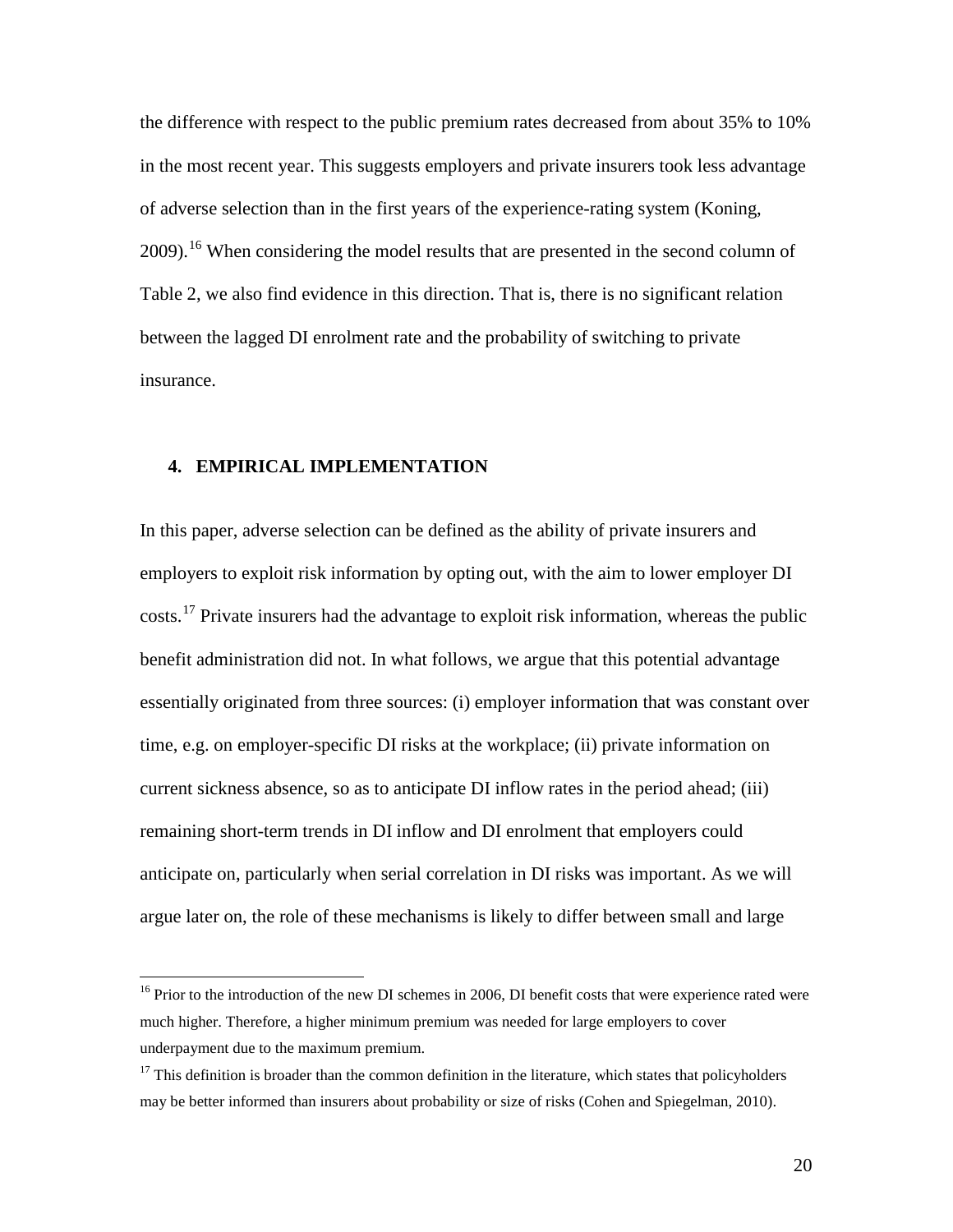the difference with respect to the public premium rates decreased from about 35% to 10% in the most recent year. This suggests employers and private insurers took less advantage of adverse selection than in the first years of the experience-rating system (Koning, 2009).[16] When considering the model results that are presented in the second column of Table 2, we also find evidence in this direction. That is, there is no significant relation between the lagged DI enrolment rate and the probability of switching to private insurance.

## 4. EMPIRICAL IMPLEMENTATION

In this paper, adverse selection can be defined as the ability of private insurers and employers to exploit risk information by opting out, with the aim to lower employer DI costs.[17] Private insurers had the advantage to exploit risk information, whereas the public benefit administration did not. In what follows, we argue that this potential advantage essentially originated from three sources: (i) employer information that was constant over time, e.g. on employer-specific DI risks at the workplace; (ii) private information on current sickness absence, so as to anticipate DI inflow rates in the period ahead; (iii) remaining short-term trends in DI inflow and DI enrolment that employers could anticipate on, particularly when serial correlation in DI risks was important. As we will argue later on, the role of these mechanisms is likely to differ between small and large

[16] Prior to the introduction of the new DI schemes in 2006, DI benefit costs that were experience rated were much higher. Therefore, a higher minimum premium was needed for large employers to cover underpayment due to the maximum premium.

[17] This definition is broader than the common definition in the literature, which states that policyholders may be better informed than insurers about probability or size of risks (Cohen and Spiegelman, 2010).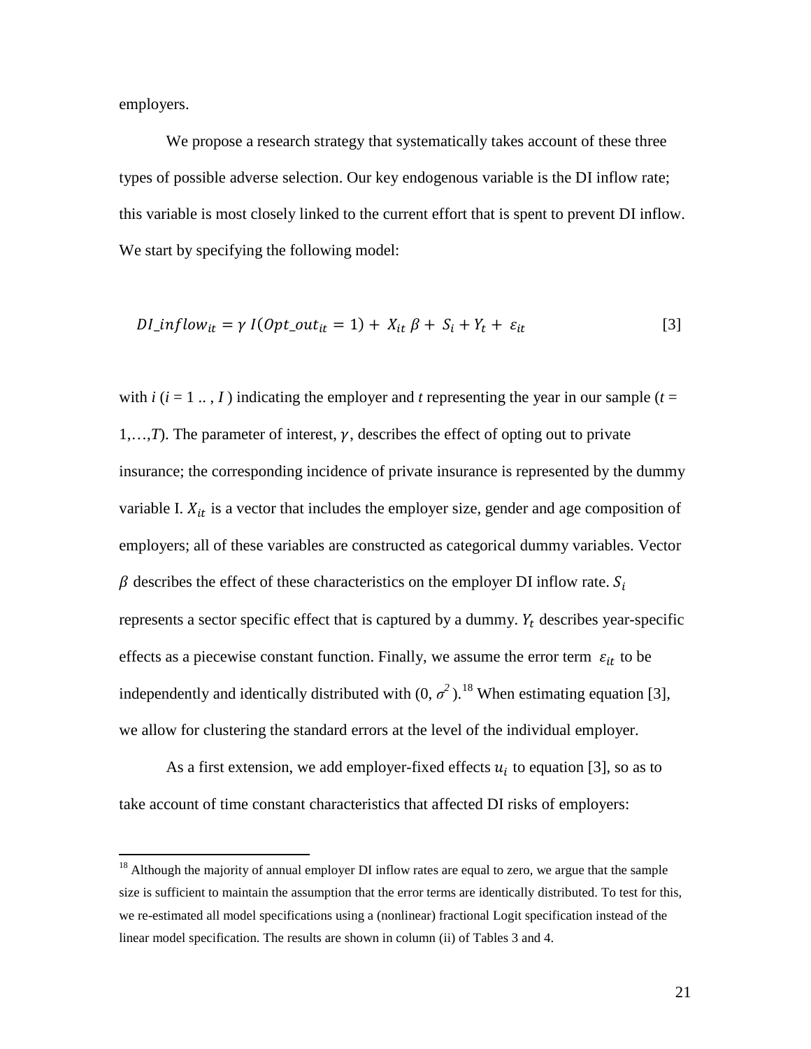employers.

We propose a research strategy that systematically takes account of these three types of possible adverse selection. Our key endogenous variable is the DI inflow rate; this variable is most closely linked to the current effort that is spent to prevent DI inflow. We start by specifying the following model:

$$DI\_inflow_{it} = \gamma \, I(Opt\_out_{it} = 1) + X_{it}\,\beta + S_i + Y_t + \varepsilon_{it} \qquad [3]$$

with $i$ ($i = 1 \,..\, , I$) indicating the employer and $t$ representing the year in our sample ($t = 1,\ldots,T$). The parameter of interest, $\gamma$, describes the effect of opting out to private insurance; the corresponding incidence of private insurance is represented by the dummy variable I. $X_{it}$ is a vector that includes the employer size, gender and age composition of employers; all of these variables are constructed as categorical dummy variables. Vector $\beta$ describes the effect of these characteristics on the employer DI inflow rate. $S_i$ represents a sector specific effect that is captured by a dummy. $Y_t$ describes year-specific effects as a piecewise constant function. Finally, we assume the error term $\varepsilon_{it}$ to be independently and identically distributed with $(0, \sigma^2)$.[18] When estimating equation [3], we allow for clustering the standard errors at the level of the individual employer.

As a first extension, we add employer-fixed effects $u_i$ to equation [3], so as to take account of time constant characteristics that affected DI risks of employers:

[18] Although the majority of annual employer DI inflow rates are equal to zero, we argue that the sample size is sufficient to maintain the assumption that the error terms are identically distributed. To test for this, we re-estimated all model specifications using a (nonlinear) fractional Logit specification instead of the linear model specification. The results are shown in column (ii) of Tables 3 and 4.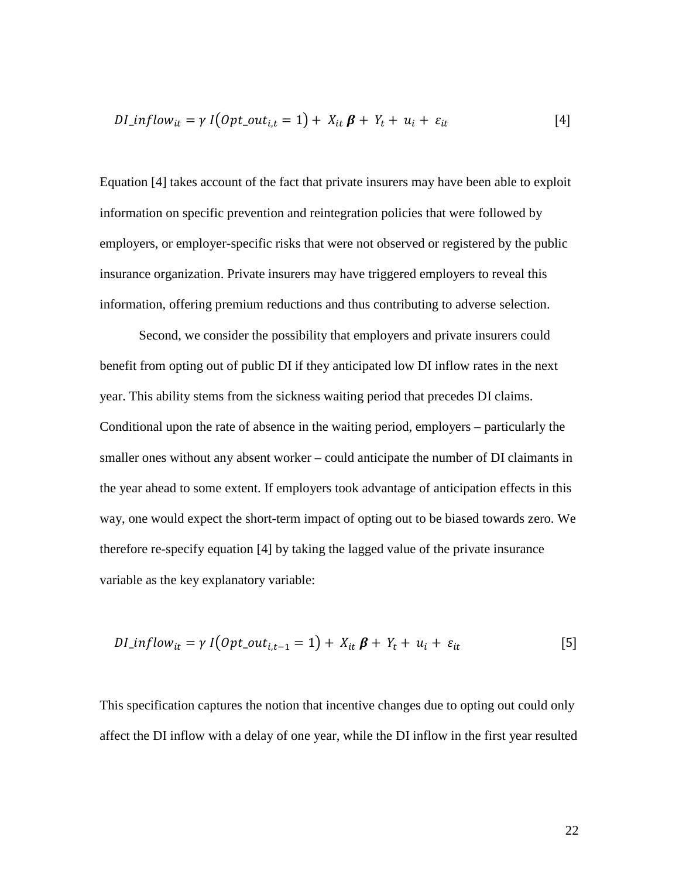$$DI\_inflow_{it} = \gamma\ I\big(Opt\_out_{i,t} = 1\big) + X_{it}\,\boldsymbol{\beta} + Y_t + u_i + \varepsilon_{it} \qquad [4]$$

Equation [4] takes account of the fact that private insurers may have been able to exploit information on specific prevention and reintegration policies that were followed by employers, or employer-specific risks that were not observed or registered by the public insurance organization. Private insurers may have triggered employers to reveal this information, offering premium reductions and thus contributing to adverse selection.

Second, we consider the possibility that employers and private insurers could benefit from opting out of public DI if they anticipated low DI inflow rates in the next year. This ability stems from the sickness waiting period that precedes DI claims. Conditional upon the rate of absence in the waiting period, employers – particularly the smaller ones without any absent worker – could anticipate the number of DI claimants in the year ahead to some extent. If employers took advantage of anticipation effects in this way, one would expect the short-term impact of opting out to be biased towards zero. We therefore re-specify equation [4] by taking the lagged value of the private insurance variable as the key explanatory variable:

$$DI\_inflow_{it} = \gamma\ I\big(Opt\_out_{i,t-1} = 1\big) + X_{it}\,\boldsymbol{\beta} + Y_t + u_i + \varepsilon_{it} \qquad [5]$$

This specification captures the notion that incentive changes due to opting out could only affect the DI inflow with a delay of one year, while the DI inflow in the first year resulted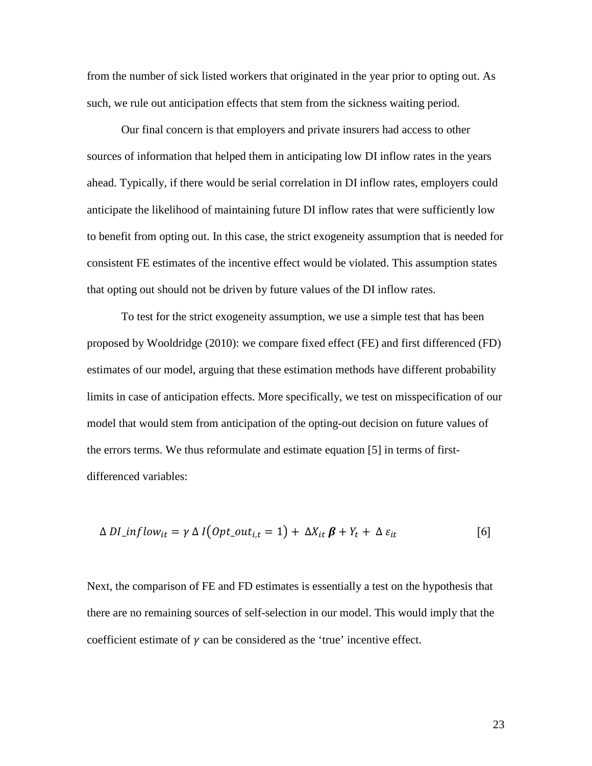from the number of sick listed workers that originated in the year prior to opting out. As such, we rule out anticipation effects that stem from the sickness waiting period.

Our final concern is that employers and private insurers had access to other sources of information that helped them in anticipating low DI inflow rates in the years ahead. Typically, if there would be serial correlation in DI inflow rates, employers could anticipate the likelihood of maintaining future DI inflow rates that were sufficiently low to benefit from opting out. In this case, the strict exogeneity assumption that is needed for consistent FE estimates of the incentive effect would be violated. This assumption states that opting out should not be driven by future values of the DI inflow rates.

To test for the strict exogeneity assumption, we use a simple test that has been proposed by Wooldridge (2010): we compare fixed effect (FE) and first differenced (FD) estimates of our model, arguing that these estimation methods have different probability limits in case of anticipation effects. More specifically, we test on misspecification of our model that would stem from anticipation of the opting-out decision on future values of the errors terms. We thus reformulate and estimate equation [5] in terms of first-differenced variables:

$$\Delta\, DI\_inflow_{it} = \gamma\, \Delta\, I\big(Opt\_out_{i,t} = 1\big) + \Delta X_{it}\, \boldsymbol{\beta} + Y_t + \Delta\, \varepsilon_{it} \qquad [6]$$

Next, the comparison of FE and FD estimates is essentially a test on the hypothesis that there are no remaining sources of self-selection in our model. This would imply that the coefficient estimate of $\gamma$ can be considered as the 'true' incentive effect.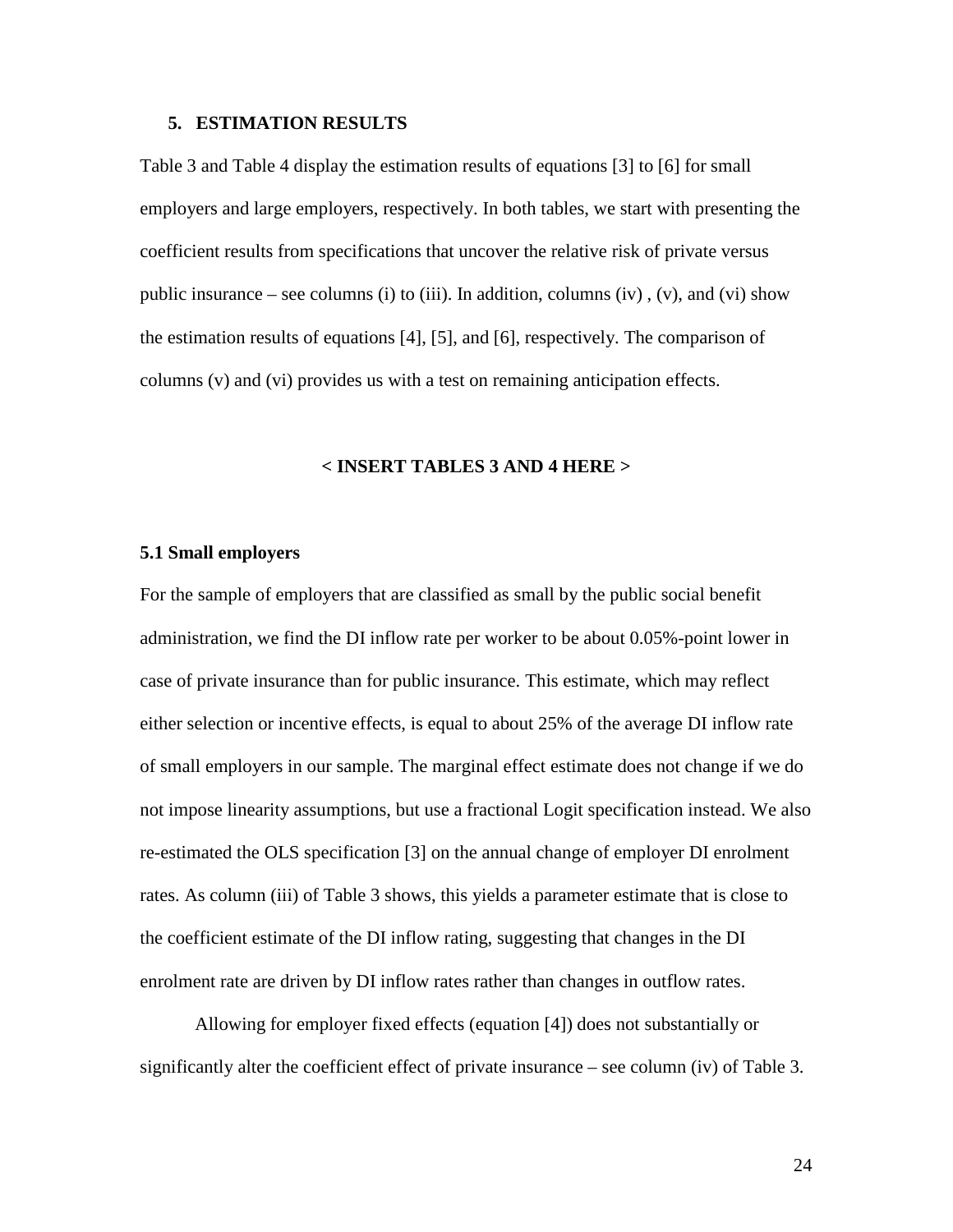## 5. ESTIMATION RESULTS

Table 3 and Table 4 display the estimation results of equations [3] to [6] for small employers and large employers, respectively. In both tables, we start with presenting the coefficient results from specifications that uncover the relative risk of private versus public insurance – see columns (i) to (iii). In addition, columns (iv) , (v), and (vi) show the estimation results of equations [4], [5], and [6], respectively. The comparison of columns (v) and (vi) provides us with a test on remaining anticipation effects.

**< INSERT TABLES 3 AND 4 HERE >**

### 5.1 Small employers

For the sample of employers that are classified as small by the public social benefit administration, we find the DI inflow rate per worker to be about 0.05%-point lower in case of private insurance than for public insurance. This estimate, which may reflect either selection or incentive effects, is equal to about 25% of the average DI inflow rate of small employers in our sample. The marginal effect estimate does not change if we do not impose linearity assumptions, but use a fractional Logit specification instead. We also re-estimated the OLS specification [3] on the annual change of employer DI enrolment rates. As column (iii) of Table 3 shows, this yields a parameter estimate that is close to the coefficient estimate of the DI inflow rating, suggesting that changes in the DI enrolment rate are driven by DI inflow rates rather than changes in outflow rates.

Allowing for employer fixed effects (equation [4]) does not substantially or significantly alter the coefficient effect of private insurance – see column (iv) of Table 3.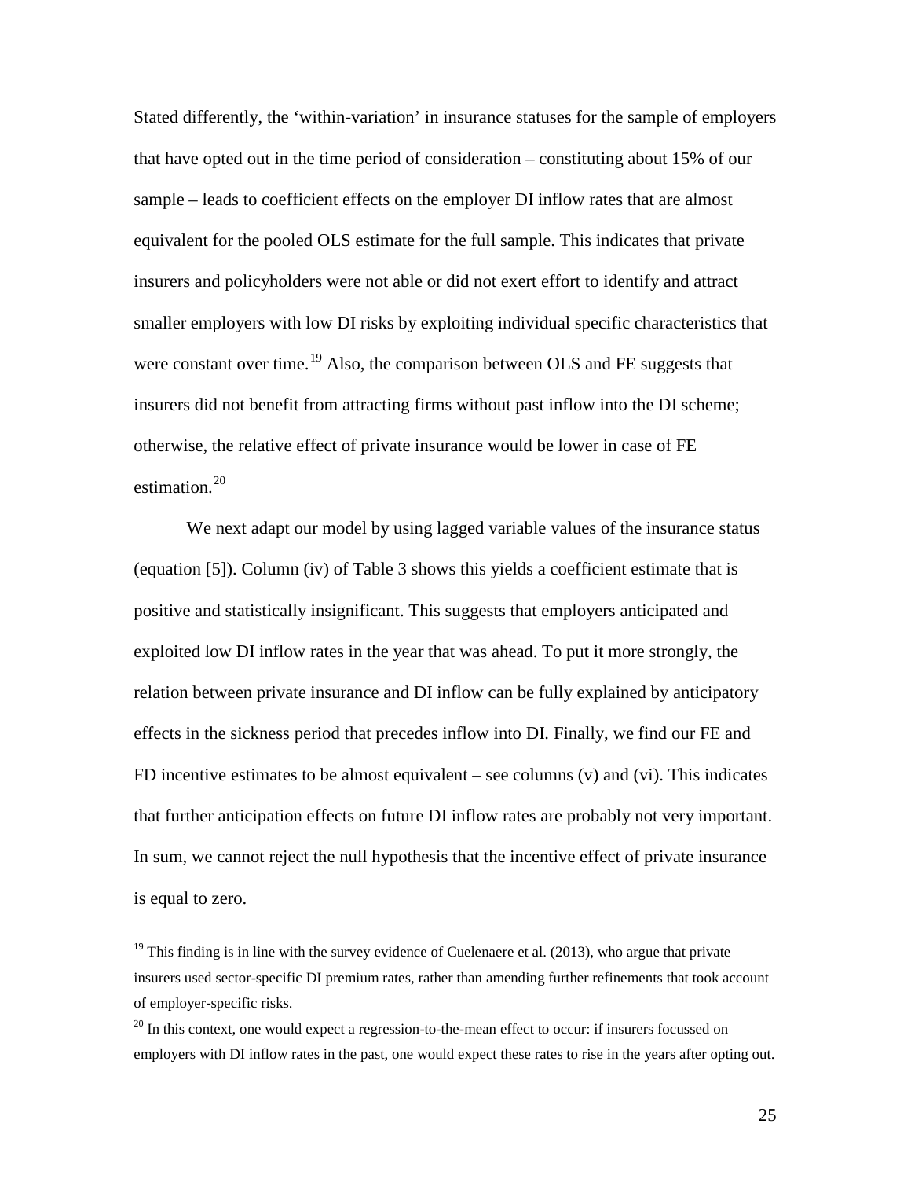Stated differently, the 'within-variation' in insurance statuses for the sample of employers that have opted out in the time period of consideration – constituting about 15% of our sample – leads to coefficient effects on the employer DI inflow rates that are almost equivalent for the pooled OLS estimate for the full sample. This indicates that private insurers and policyholders were not able or did not exert effort to identify and attract smaller employers with low DI risks by exploiting individual specific characteristics that were constant over time.[19] Also, the comparison between OLS and FE suggests that insurers did not benefit from attracting firms without past inflow into the DI scheme; otherwise, the relative effect of private insurance would be lower in case of FE estimation.[20]

We next adapt our model by using lagged variable values of the insurance status (equation [5]). Column (iv) of Table 3 shows this yields a coefficient estimate that is positive and statistically insignificant. This suggests that employers anticipated and exploited low DI inflow rates in the year that was ahead. To put it more strongly, the relation between private insurance and DI inflow can be fully explained by anticipatory effects in the sickness period that precedes inflow into DI. Finally, we find our FE and FD incentive estimates to be almost equivalent – see columns (v) and (vi). This indicates that further anticipation effects on future DI inflow rates are probably not very important. In sum, we cannot reject the null hypothesis that the incentive effect of private insurance is equal to zero.

---

[19] This finding is in line with the survey evidence of Cuelenaere et al. (2013), who argue that private insurers used sector-specific DI premium rates, rather than amending further refinements that took account of employer-specific risks.

[20] In this context, one would expect a regression-to-the-mean effect to occur: if insurers focussed on employers with DI inflow rates in the past, one would expect these rates to rise in the years after opting out.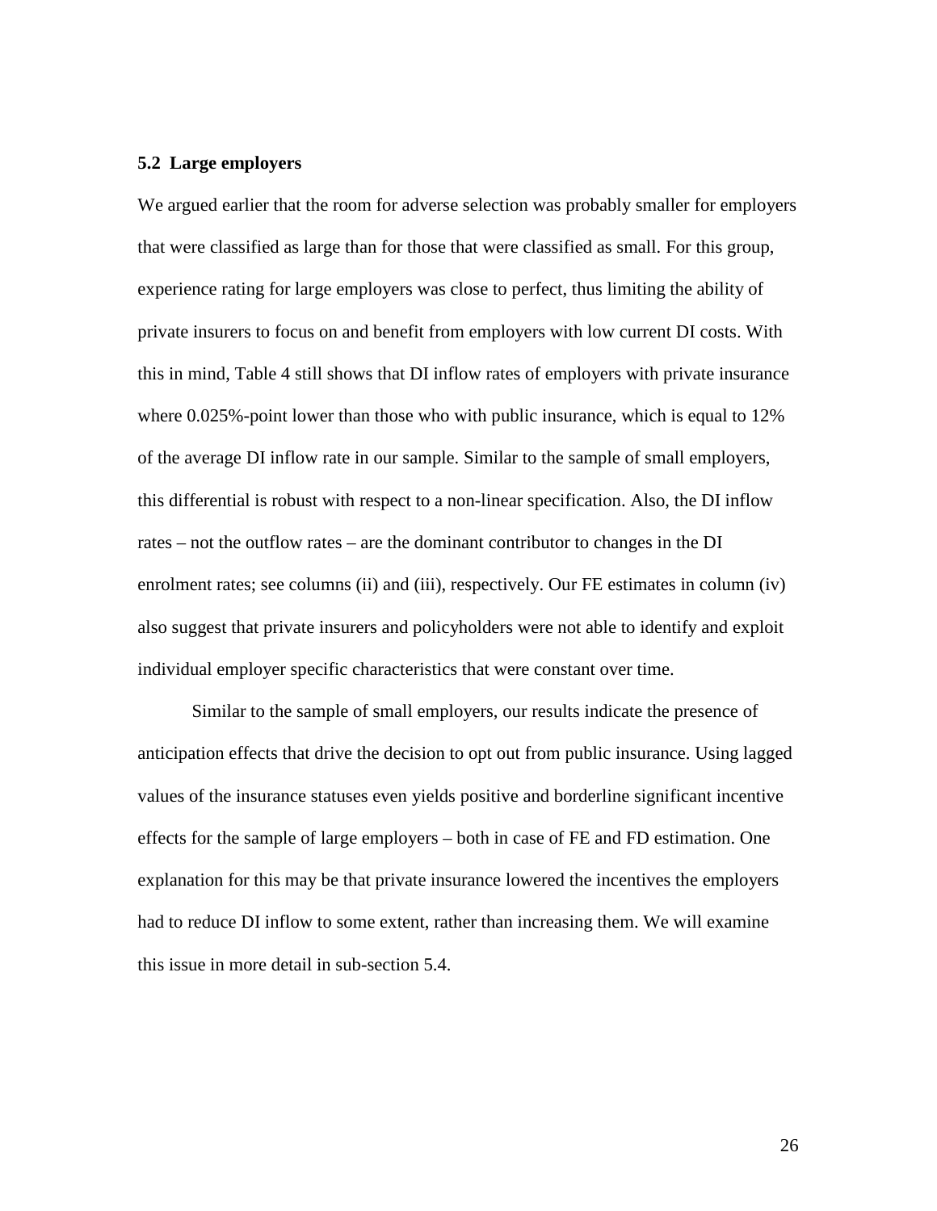### 5.2 Large employers

We argued earlier that the room for adverse selection was probably smaller for employers that were classified as large than for those that were classified as small. For this group, experience rating for large employers was close to perfect, thus limiting the ability of private insurers to focus on and benefit from employers with low current DI costs. With this in mind, Table 4 still shows that DI inflow rates of employers with private insurance where 0.025%-point lower than those who with public insurance, which is equal to 12% of the average DI inflow rate in our sample. Similar to the sample of small employers, this differential is robust with respect to a non-linear specification. Also, the DI inflow rates – not the outflow rates – are the dominant contributor to changes in the DI enrolment rates; see columns (ii) and (iii), respectively. Our FE estimates in column (iv) also suggest that private insurers and policyholders were not able to identify and exploit individual employer specific characteristics that were constant over time.

Similar to the sample of small employers, our results indicate the presence of anticipation effects that drive the decision to opt out from public insurance. Using lagged values of the insurance statuses even yields positive and borderline significant incentive effects for the sample of large employers – both in case of FE and FD estimation. One explanation for this may be that private insurance lowered the incentives the employers had to reduce DI inflow to some extent, rather than increasing them. We will examine this issue in more detail in sub-section 5.4.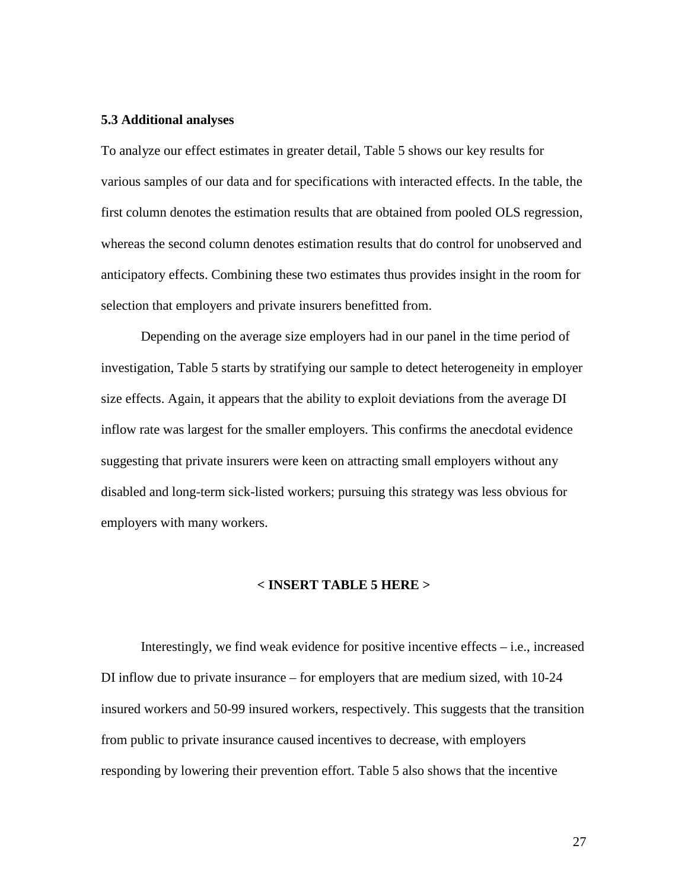### 5.3 Additional analyses

To analyze our effect estimates in greater detail, Table 5 shows our key results for various samples of our data and for specifications with interacted effects. In the table, the first column denotes the estimation results that are obtained from pooled OLS regression, whereas the second column denotes estimation results that do control for unobserved and anticipatory effects. Combining these two estimates thus provides insight in the room for selection that employers and private insurers benefitted from.

Depending on the average size employers had in our panel in the time period of investigation, Table 5 starts by stratifying our sample to detect heterogeneity in employer size effects. Again, it appears that the ability to exploit deviations from the average DI inflow rate was largest for the smaller employers. This confirms the anecdotal evidence suggesting that private insurers were keen on attracting small employers without any disabled and long-term sick-listed workers; pursuing this strategy was less obvious for employers with many workers.

**< INSERT TABLE 5 HERE >**

Interestingly, we find weak evidence for positive incentive effects – i.e., increased DI inflow due to private insurance – for employers that are medium sized, with 10-24 insured workers and 50-99 insured workers, respectively. This suggests that the transition from public to private insurance caused incentives to decrease, with employers responding by lowering their prevention effort. Table 5 also shows that the incentive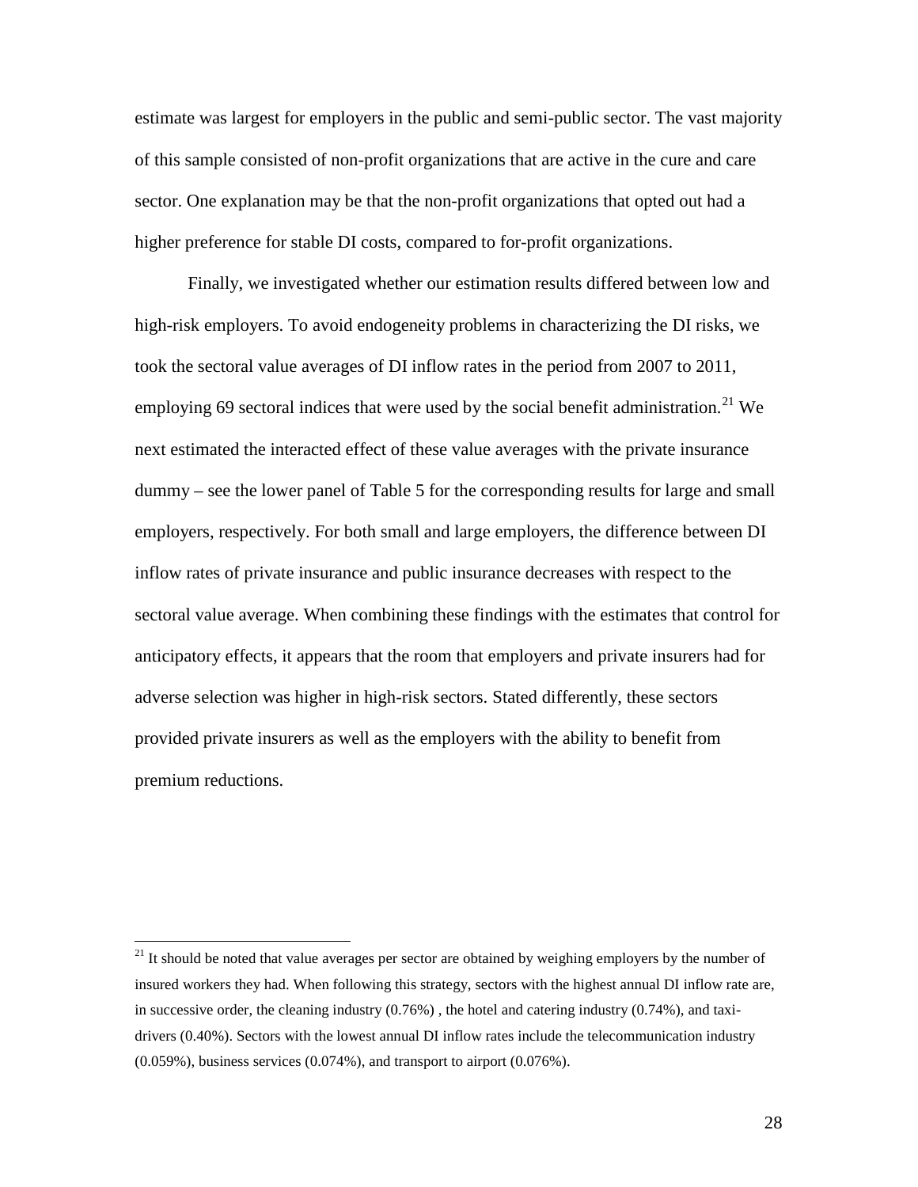estimate was largest for employers in the public and semi-public sector. The vast majority of this sample consisted of non-profit organizations that are active in the cure and care sector. One explanation may be that the non-profit organizations that opted out had a higher preference for stable DI costs, compared to for-profit organizations.

Finally, we investigated whether our estimation results differed between low and high-risk employers. To avoid endogeneity problems in characterizing the DI risks, we took the sectoral value averages of DI inflow rates in the period from 2007 to 2011, employing 69 sectoral indices that were used by the social benefit administration.[21] We next estimated the interacted effect of these value averages with the private insurance dummy – see the lower panel of Table 5 for the corresponding results for large and small employers, respectively. For both small and large employers, the difference between DI inflow rates of private insurance and public insurance decreases with respect to the sectoral value average. When combining these findings with the estimates that control for anticipatory effects, it appears that the room that employers and private insurers had for adverse selection was higher in high-risk sectors. Stated differently, these sectors provided private insurers as well as the employers with the ability to benefit from premium reductions.

---

[21] It should be noted that value averages per sector are obtained by weighing employers by the number of insured workers they had. When following this strategy, sectors with the highest annual DI inflow rate are, in successive order, the cleaning industry (0.76%) , the hotel and catering industry (0.74%), and taxi-drivers (0.40%). Sectors with the lowest annual DI inflow rates include the telecommunication industry (0.059%), business services (0.074%), and transport to airport (0.076%).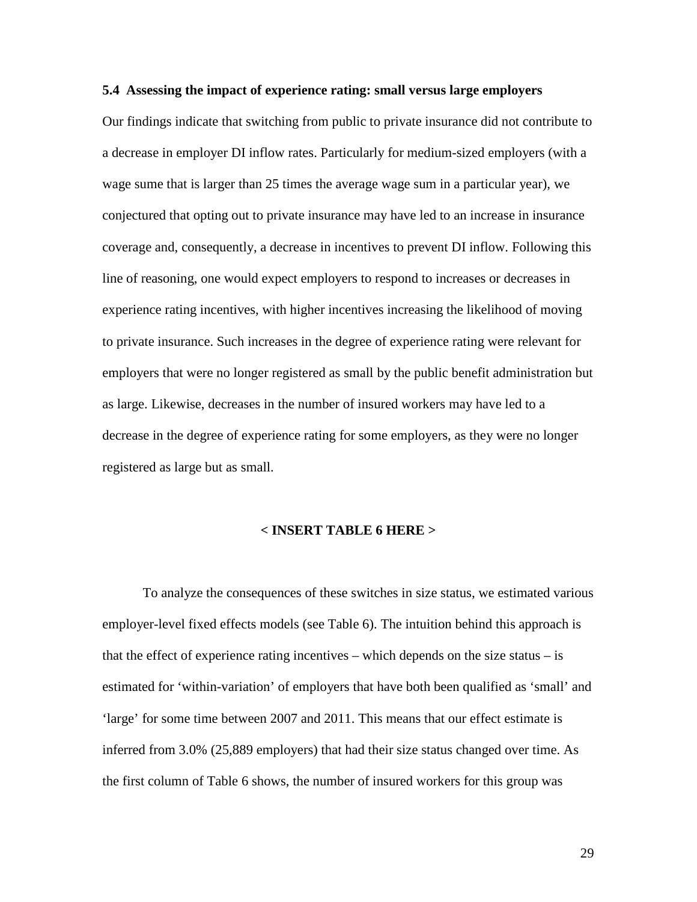### 5.4 Assessing the impact of experience rating: small versus large employers

Our findings indicate that switching from public to private insurance did not contribute to a decrease in employer DI inflow rates. Particularly for medium-sized employers (with a wage sume that is larger than 25 times the average wage sum in a particular year), we conjectured that opting out to private insurance may have led to an increase in insurance coverage and, consequently, a decrease in incentives to prevent DI inflow. Following this line of reasoning, one would expect employers to respond to increases or decreases in experience rating incentives, with higher incentives increasing the likelihood of moving to private insurance. Such increases in the degree of experience rating were relevant for employers that were no longer registered as small by the public benefit administration but as large. Likewise, decreases in the number of insured workers may have led to a decrease in the degree of experience rating for some employers, as they were no longer registered as large but as small.

**< INSERT TABLE 6 HERE >**

To analyze the consequences of these switches in size status, we estimated various employer-level fixed effects models (see Table 6). The intuition behind this approach is that the effect of experience rating incentives – which depends on the size status – is estimated for 'within-variation' of employers that have both been qualified as 'small' and 'large' for some time between 2007 and 2011. This means that our effect estimate is inferred from 3.0% (25,889 employers) that had their size status changed over time. As the first column of Table 6 shows, the number of insured workers for this group was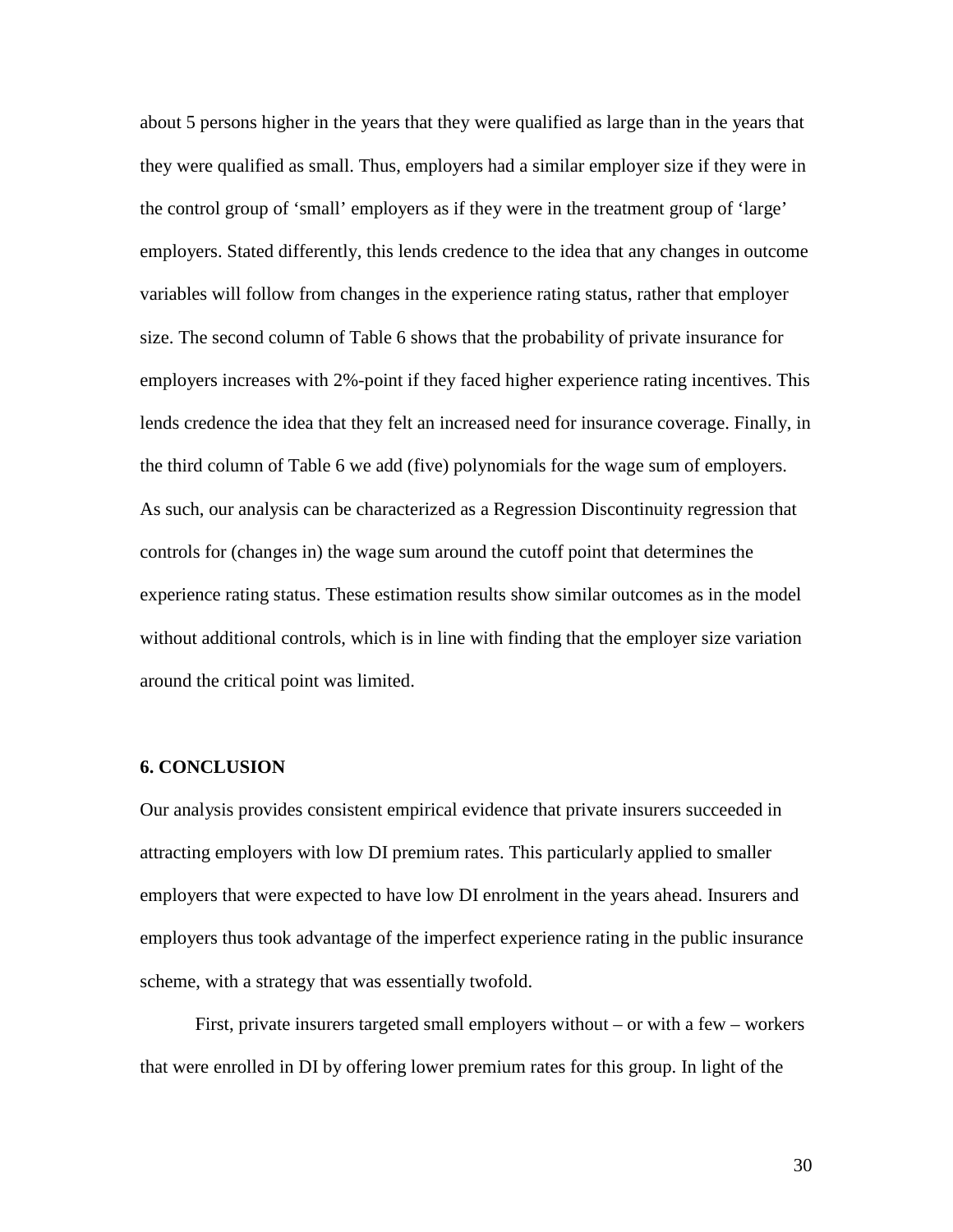about 5 persons higher in the years that they were qualified as large than in the years that they were qualified as small. Thus, employers had a similar employer size if they were in the control group of 'small' employers as if they were in the treatment group of 'large' employers. Stated differently, this lends credence to the idea that any changes in outcome variables will follow from changes in the experience rating status, rather that employer size. The second column of Table 6 shows that the probability of private insurance for employers increases with 2%-point if they faced higher experience rating incentives. This lends credence the idea that they felt an increased need for insurance coverage. Finally, in the third column of Table 6 we add (five) polynomials for the wage sum of employers. As such, our analysis can be characterized as a Regression Discontinuity regression that controls for (changes in) the wage sum around the cutoff point that determines the experience rating status. These estimation results show similar outcomes as in the model without additional controls, which is in line with finding that the employer size variation around the critical point was limited.

## 6. CONCLUSION

Our analysis provides consistent empirical evidence that private insurers succeeded in attracting employers with low DI premium rates. This particularly applied to smaller employers that were expected to have low DI enrolment in the years ahead. Insurers and employers thus took advantage of the imperfect experience rating in the public insurance scheme, with a strategy that was essentially twofold.

First, private insurers targeted small employers without – or with a few – workers that were enrolled in DI by offering lower premium rates for this group. In light of the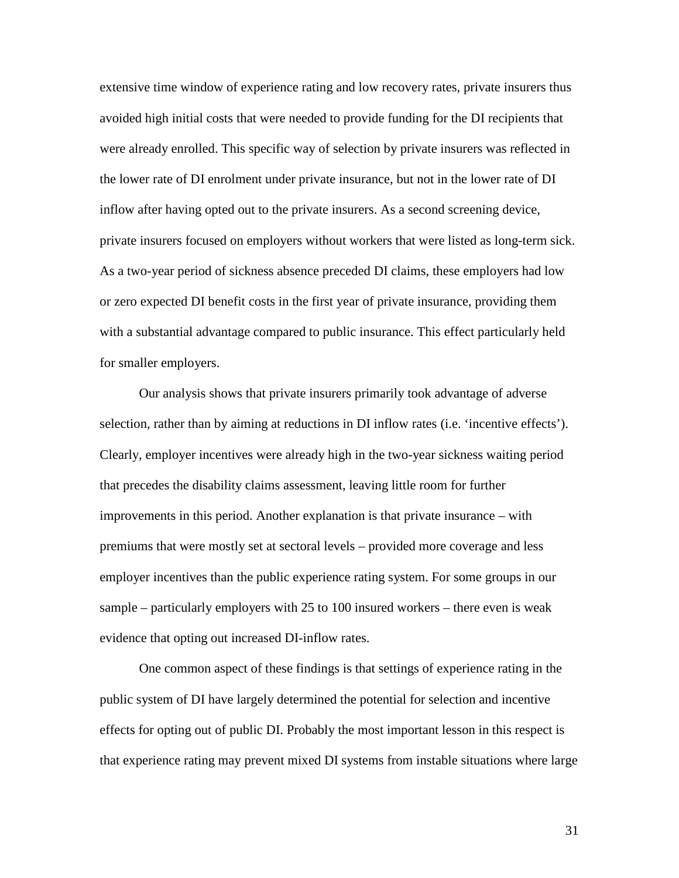extensive time window of experience rating and low recovery rates, private insurers thus avoided high initial costs that were needed to provide funding for the DI recipients that were already enrolled. This specific way of selection by private insurers was reflected in the lower rate of DI enrolment under private insurance, but not in the lower rate of DI inflow after having opted out to the private insurers. As a second screening device, private insurers focused on employers without workers that were listed as long-term sick. As a two-year period of sickness absence preceded DI claims, these employers had low or zero expected DI benefit costs in the first year of private insurance, providing them with a substantial advantage compared to public insurance. This effect particularly held for smaller employers.

Our analysis shows that private insurers primarily took advantage of adverse selection, rather than by aiming at reductions in DI inflow rates (i.e. 'incentive effects'). Clearly, employer incentives were already high in the two-year sickness waiting period that precedes the disability claims assessment, leaving little room for further improvements in this period. Another explanation is that private insurance – with premiums that were mostly set at sectoral levels – provided more coverage and less employer incentives than the public experience rating system. For some groups in our sample – particularly employers with 25 to 100 insured workers – there even is weak evidence that opting out increased DI-inflow rates.

One common aspect of these findings is that settings of experience rating in the public system of DI have largely determined the potential for selection and incentive effects for opting out of public DI. Probably the most important lesson in this respect is that experience rating may prevent mixed DI systems from instable situations where large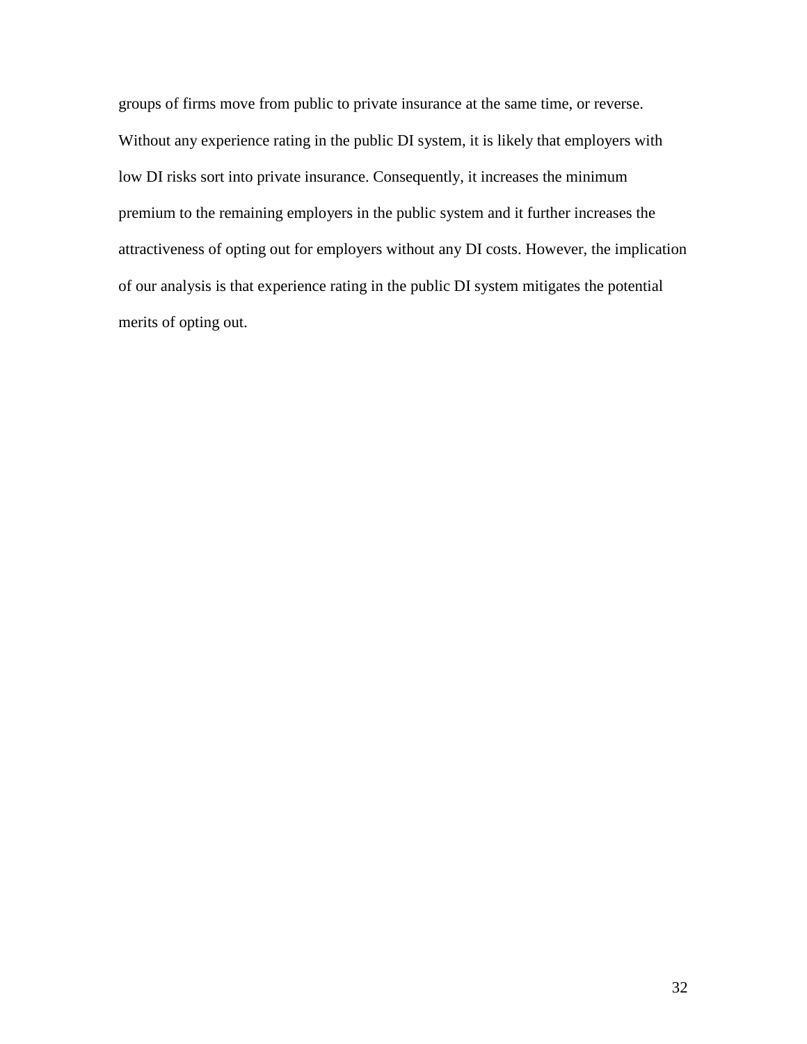groups of firms move from public to private insurance at the same time, or reverse. Without any experience rating in the public DI system, it is likely that employers with low DI risks sort into private insurance. Consequently, it increases the minimum premium to the remaining employers in the public system and it further increases the attractiveness of opting out for employers without any DI costs. However, the implication of our analysis is that experience rating in the public DI system mitigates the potential merits of opting out.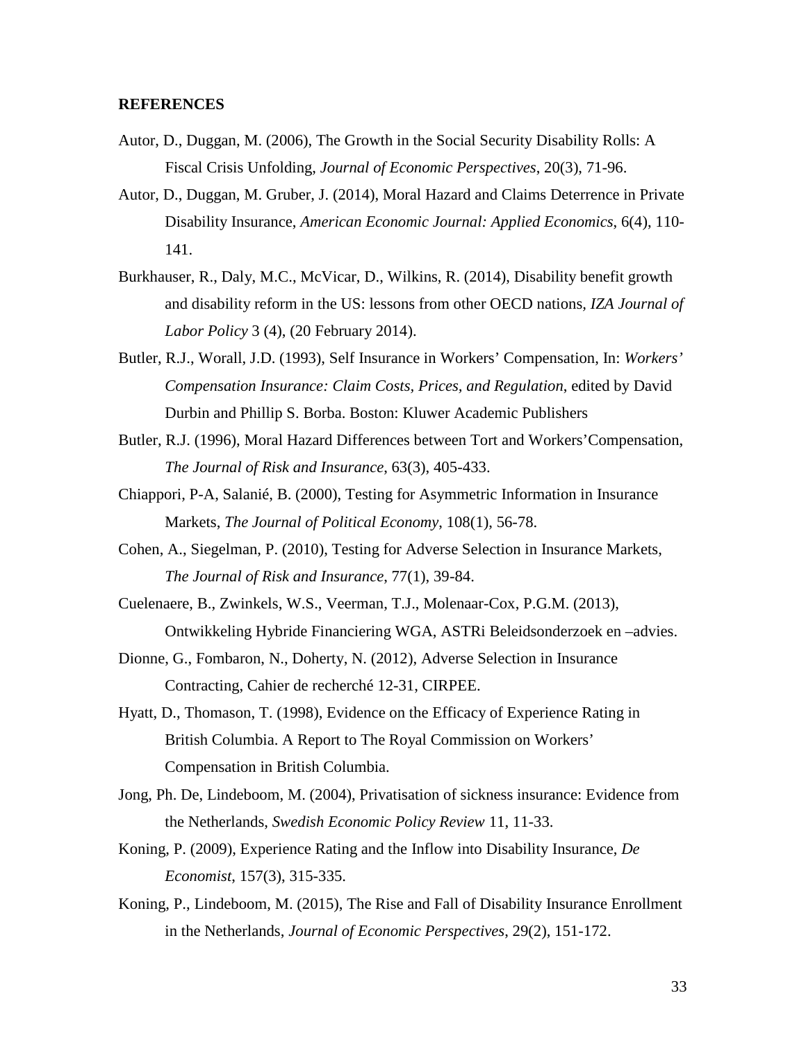**REFERENCES**

Autor, D., Duggan, M. (2006), The Growth in the Social Security Disability Rolls: A Fiscal Crisis Unfolding, *Journal of Economic Perspectives*, 20(3), 71-96.

Autor, D., Duggan, M. Gruber, J. (2014), Moral Hazard and Claims Deterrence in Private Disability Insurance, *American Economic Journal: Applied Economics*, 6(4), 110-141.

Burkhauser, R., Daly, M.C., McVicar, D., Wilkins, R. (2014), Disability benefit growth and disability reform in the US: lessons from other OECD nations, *IZA Journal of Labor Policy* 3 (4), (20 February 2014).

Butler, R.J., Worall, J.D. (1993), Self Insurance in Workers' Compensation, In: *Workers' Compensation Insurance: Claim Costs, Prices, and Regulation*, edited by David Durbin and Phillip S. Borba. Boston: Kluwer Academic Publishers

Butler, R.J. (1996), Moral Hazard Differences between Tort and Workers'Compensation, *The Journal of Risk and Insurance*, 63(3), 405-433.

Chiappori, P-A, Salanié, B. (2000), Testing for Asymmetric Information in Insurance Markets, *The Journal of Political Economy*, 108(1), 56-78.

Cohen, A., Siegelman, P. (2010), Testing for Adverse Selection in Insurance Markets, *The Journal of Risk and Insurance*, 77(1), 39-84.

Cuelenaere, B., Zwinkels, W.S., Veerman, T.J., Molenaar-Cox, P.G.M. (2013), Ontwikkeling Hybride Financiering WGA, ASTRi Beleidsonderzoek en –advies.

Dionne, G., Fombaron, N., Doherty, N. (2012), Adverse Selection in Insurance Contracting, Cahier de recherché 12-31, CIRPEE.

Hyatt, D., Thomason, T. (1998), Evidence on the Efficacy of Experience Rating in British Columbia. A Report to The Royal Commission on Workers' Compensation in British Columbia.

Jong, Ph. De, Lindeboom, M. (2004), Privatisation of sickness insurance: Evidence from the Netherlands, *Swedish Economic Policy Review* 11, 11-33.

Koning, P. (2009), Experience Rating and the Inflow into Disability Insurance, *De Economist*, 157(3), 315-335.

Koning, P., Lindeboom, M. (2015), The Rise and Fall of Disability Insurance Enrollment in the Netherlands, *Journal of Economic Perspectives*, 29(2), 151-172.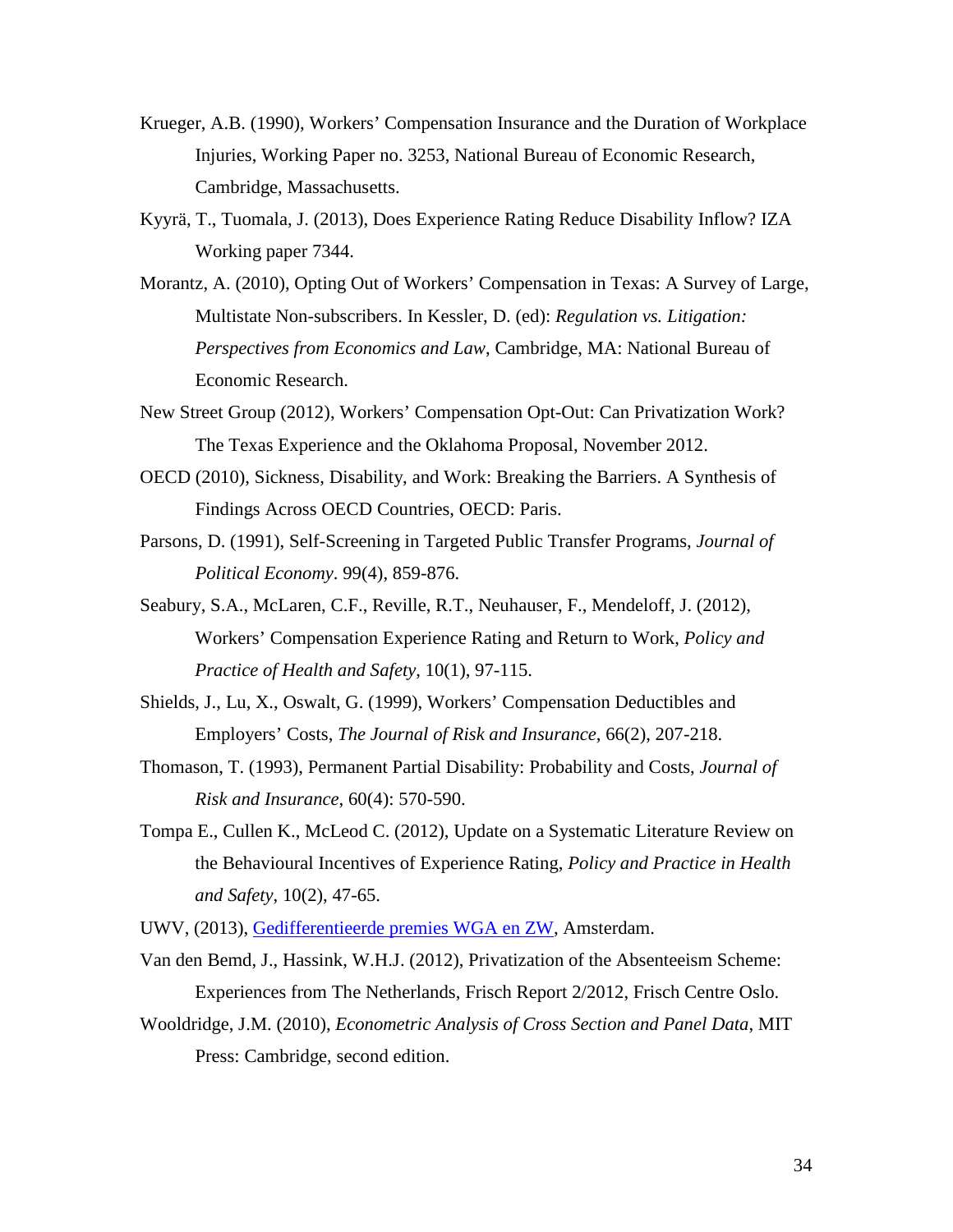Krueger, A.B. (1990), Workers' Compensation Insurance and the Duration of Workplace Injuries, Working Paper no. 3253, National Bureau of Economic Research, Cambridge, Massachusetts.

Kyyrä, T., Tuomala, J. (2013), Does Experience Rating Reduce Disability Inflow? IZA Working paper 7344.

Morantz, A. (2010), Opting Out of Workers' Compensation in Texas: A Survey of Large, Multistate Non-subscribers. In Kessler, D. (ed): *Regulation vs. Litigation: Perspectives from Economics and Law*, Cambridge, MA: National Bureau of Economic Research.

New Street Group (2012), Workers' Compensation Opt-Out: Can Privatization Work? The Texas Experience and the Oklahoma Proposal, November 2012.

OECD (2010), Sickness, Disability, and Work: Breaking the Barriers. A Synthesis of Findings Across OECD Countries, OECD: Paris.

Parsons, D. (1991), Self-Screening in Targeted Public Transfer Programs, *Journal of Political Economy*. 99(4), 859-876.

Seabury, S.A., McLaren, C.F., Reville, R.T., Neuhauser, F., Mendeloff, J. (2012), Workers' Compensation Experience Rating and Return to Work, *Policy and Practice of Health and Safety*, 10(1), 97-115.

Shields, J., Lu, X., Oswalt, G. (1999), Workers' Compensation Deductibles and Employers' Costs, *The Journal of Risk and Insurance*, 66(2), 207-218.

Thomason, T. (1993), Permanent Partial Disability: Probability and Costs, *Journal of Risk and Insurance*, 60(4): 570-590.

Tompa E., Cullen K., McLeod C. (2012), Update on a Systematic Literature Review on the Behavioural Incentives of Experience Rating, *Policy and Practice in Health and Safety*, 10(2), 47-65.

UWV, (2013), Gedifferentieerde premies WGA en ZW, Amsterdam.

Van den Bemd, J., Hassink, W.H.J. (2012), Privatization of the Absenteeism Scheme: Experiences from The Netherlands, Frisch Report 2/2012, Frisch Centre Oslo.

Wooldridge, J.M. (2010), *Econometric Analysis of Cross Section and Panel Data*, MIT Press: Cambridge, second edition.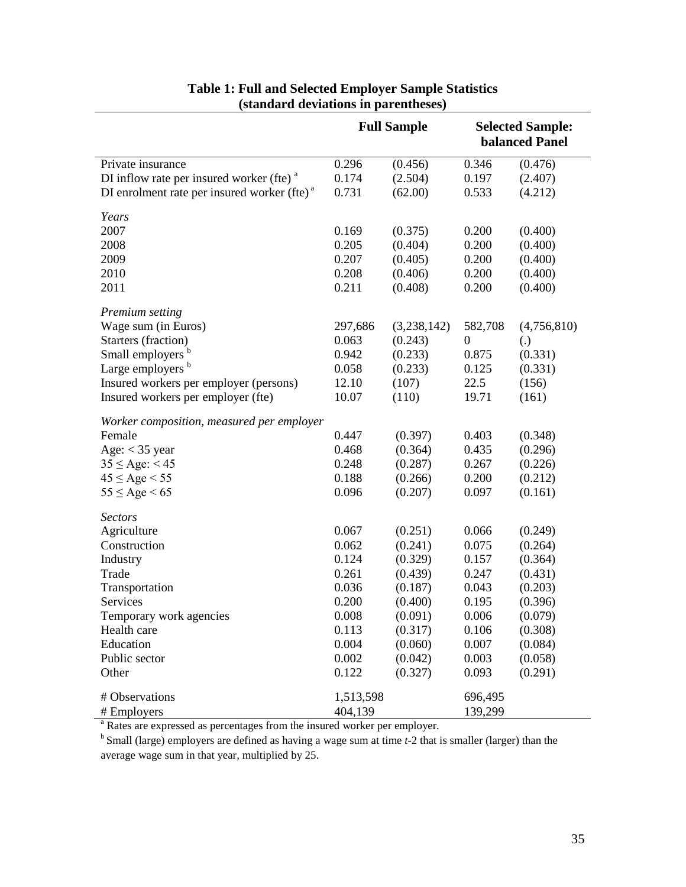**Table 1: Full and Selected Employer Sample Statistics (standard deviations in parentheses)**

| | Full Sample | | Selected Sample: balanced Panel | |
|---|---|---|---|---|
| Private insurance | 0.296 | (0.456) | 0.346 | (0.476) |
| DI inflow rate per insured worker (fte) [a] | 0.174 | (2.504) | 0.197 | (2.407) |
| DI enrolment rate per insured worker (fte) [a] | 0.731 | (62.00) | 0.533 | (4.212) |
| *Years* | | | | |
| 2007 | 0.169 | (0.375) | 0.200 | (0.400) |
| 2008 | 0.205 | (0.404) | 0.200 | (0.400) |
| 2009 | 0.207 | (0.405) | 0.200 | (0.400) |
| 2010 | 0.208 | (0.406) | 0.200 | (0.400) |
| 2011 | 0.211 | (0.408) | 0.200 | (0.400) |
| *Premium setting* | | | | |
| Wage sum (in Euros) | 297,686 | (3,238,142) | 582,708 | (4,756,810) |
| Starters (fraction) | 0.063 | (0.243) | 0 | (.) |
| Small employers [b] | 0.942 | (0.233) | 0.875 | (0.331) |
| Large employers [b] | 0.058 | (0.233) | 0.125 | (0.331) |
| Insured workers per employer (persons) | 12.10 | (107) | 22.5 | (156) |
| Insured workers per employer (fte) | 10.07 | (110) | 19.71 | (161) |
| *Worker composition, measured per employer* | | | | |
| Female | 0.447 | (0.397) | 0.403 | (0.348) |
| Age: < 35 year | 0.468 | (0.364) | 0.435 | (0.296) |
| 35 ≤ Age: < 45 | 0.248 | (0.287) | 0.267 | (0.226) |
| 45 ≤ Age < 55 | 0.188 | (0.266) | 0.200 | (0.212) |
| 55 ≤ Age < 65 | 0.096 | (0.207) | 0.097 | (0.161) |
| *Sectors* | | | | |
| Agriculture | 0.067 | (0.251) | 0.066 | (0.249) |
| Construction | 0.062 | (0.241) | 0.075 | (0.264) |
| Industry | 0.124 | (0.329) | 0.157 | (0.364) |
| Trade | 0.261 | (0.439) | 0.247 | (0.431) |
| Transportation | 0.036 | (0.187) | 0.043 | (0.203) |
| Services | 0.200 | (0.400) | 0.195 | (0.396) |
| Temporary work agencies | 0.008 | (0.091) | 0.006 | (0.079) |
| Health care | 0.113 | (0.317) | 0.106 | (0.308) |
| Education | 0.004 | (0.060) | 0.007 | (0.084) |
| Public sector | 0.002 | (0.042) | 0.003 | (0.058) |
| Other | 0.122 | (0.327) | 0.093 | (0.291) |
| # Observations | 1,513,598 | | 696,495 | |
| # Employers | 404,139 | | 139,299 | |

[a] Rates are expressed as percentages from the insured worker per employer.

[b] Small (large) employers are defined as having a wage sum at time *t*-2 that is smaller (larger) than the average wage sum in that year, multiplied by 25.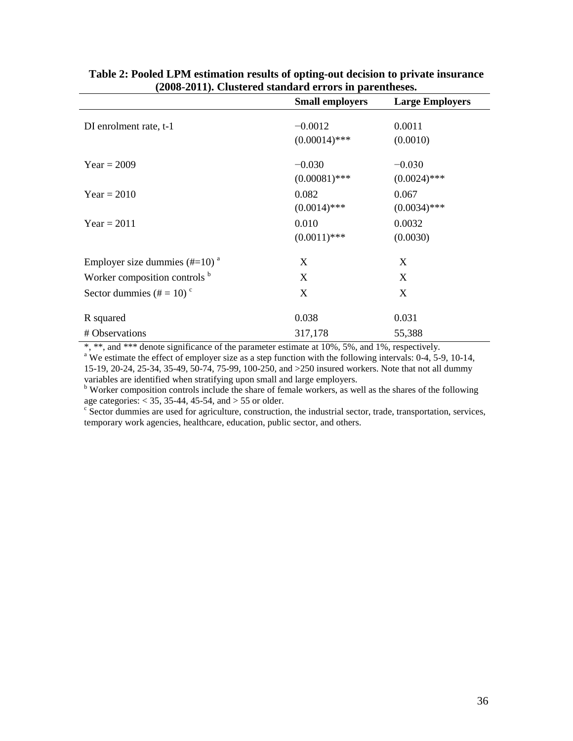**Table 2: Pooled LPM estimation results of opting-out decision to private insurance (2008-2011). Clustered standard errors in parentheses.**

| | Small employers | Large Employers |
|---|---|---|
| DI enrolment rate, t-1 | −0.0012 | 0.0011 |
| | (0.00014)*** | (0.0010) |
| Year = 2009 | −0.030 | −0.030 |
| | (0.00081)*** | (0.0024)*** |
| Year = 2010 | 0.082 | 0.067 |
| | (0.0014)*** | (0.0034)*** |
| Year = 2011 | 0.010 | 0.0032 |
| | (0.0011)*** | (0.0030) |
| Employer size dummies (#=10) [a] | X | X |
| Worker composition controls [b] | X | X |
| Sector dummies (# = 10) [c] | X | X |
| R squared | 0.038 | 0.031 |
| # Observations | 317,178 | 55,388 |

*, **, and *** denote significance of the parameter estimate at 10%, 5%, and 1%, respectively.

[a] We estimate the effect of employer size as a step function with the following intervals: 0-4, 5-9, 10-14, 15-19, 20-24, 25-34, 35-49, 50-74, 75-99, 100-250, and >250 insured workers. Note that not all dummy variables are identified when stratifying upon small and large employers.

[b] Worker composition controls include the share of female workers, as well as the shares of the following age categories: < 35, 35-44, 45-54, and > 55 or older.

[c] Sector dummies are used for agriculture, construction, the industrial sector, trade, transportation, services, temporary work agencies, healthcare, education, public sector, and others.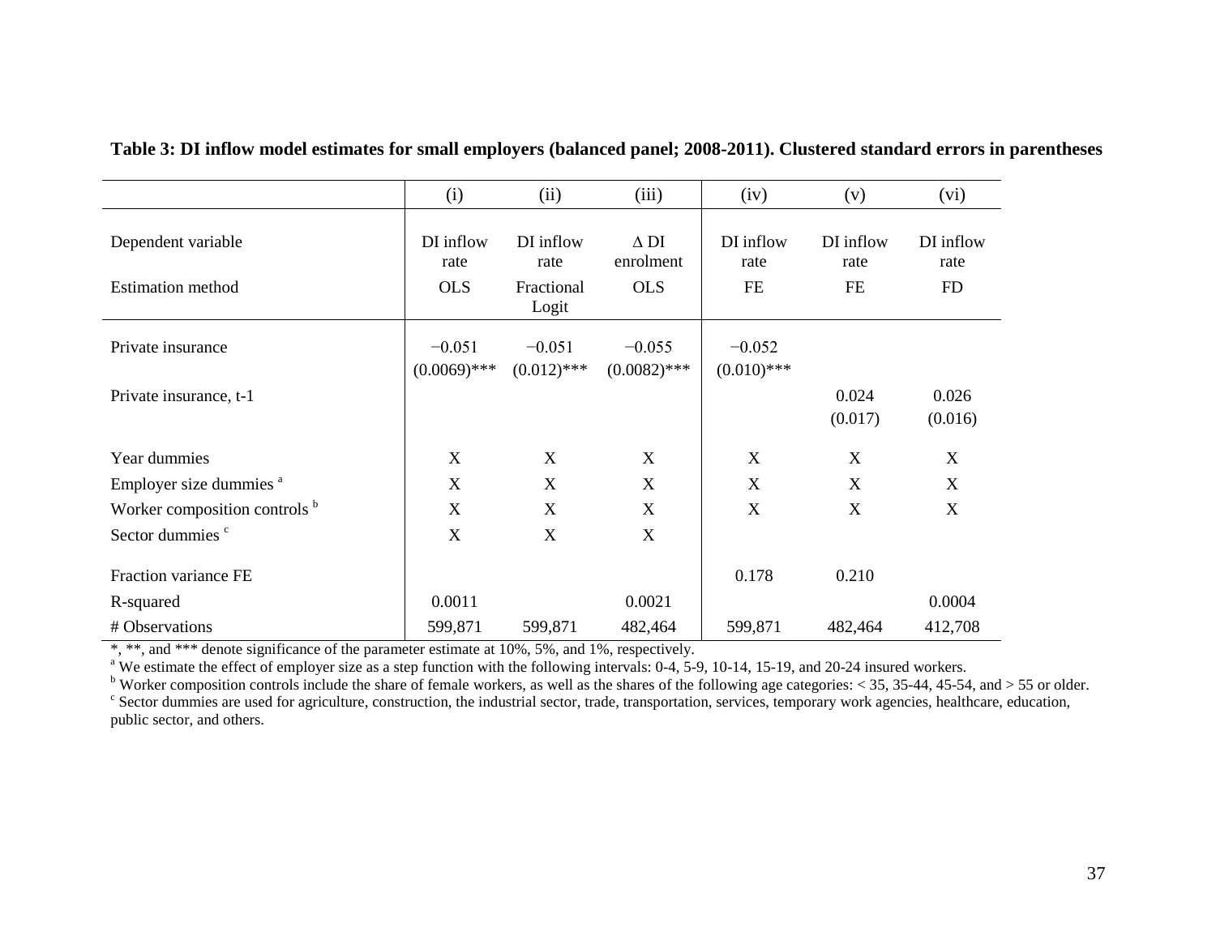**Table 3: DI inflow model estimates for small employers (balanced panel; 2008-2011). Clustered standard errors in parentheses**

| | (i) | (ii) | (iii) | (iv) | (v) | (vi) |
|---|---|---|---|---|---|---|
| Dependent variable | DI inflow rate | DI inflow rate | Δ DI enrolment | DI inflow rate | DI inflow rate | DI inflow rate |
| Estimation method | OLS | Fractional Logit | OLS | FE | FE | FD |
| Private insurance | −0.051 | −0.051 | −0.055 | −0.052 | | |
| | (0.0069)*** | (0.012)*** | (0.0082)*** | (0.010)*** | | |
| Private insurance, t-1 | | | | | 0.024 | 0.026 |
| | | | | | (0.017) | (0.016) |
| Year dummies | X | X | X | X | X | X |
| Employer size dummies [a] | X | X | X | X | X | X |
| Worker composition controls [b] | X | X | X | X | X | X |
| Sector dummies [c] | X | X | X | | | |
| Fraction variance FE | | | | 0.178 | 0.210 | |
| R-squared | 0.0011 | | 0.0021 | | | 0.0004 |
| # Observations | 599,871 | 599,871 | 482,464 | 599,871 | 482,464 | 412,708 |

*, **, and *** denote significance of the parameter estimate at 10%, 5%, and 1%, respectively.

[a] We estimate the effect of employer size as a step function with the following intervals: 0-4, 5-9, 10-14, 15-19, and 20-24 insured workers.

[b] Worker composition controls include the share of female workers, as well as the shares of the following age categories: < 35, 35-44, 45-54, and > 55 or older.

[c] Sector dummies are used for agriculture, construction, the industrial sector, trade, transportation, services, temporary work agencies, healthcare, education, public sector, and others.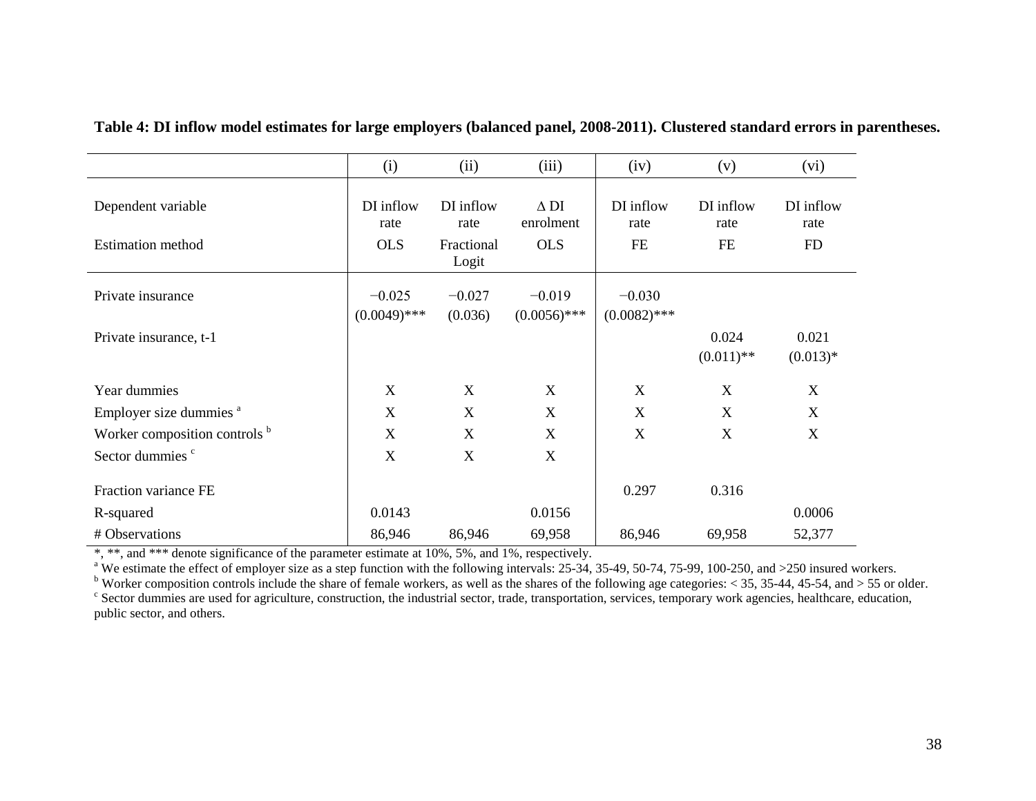**Table 4: DI inflow model estimates for large employers (balanced panel, 2008-2011). Clustered standard errors in parentheses.**

| | (i) | (ii) | (iii) | (iv) | (v) | (vi) |
|---|---|---|---|---|---|---|
| Dependent variable | DI inflow rate | DI inflow rate | Δ DI enrolment | DI inflow rate | DI inflow rate | DI inflow rate |
| Estimation method | OLS | Fractional Logit | OLS | FE | FE | FD |
| Private insurance | −0.025 | −0.027 | −0.019 | −0.030 | | |
| | (0.0049)*** | (0.036) | (0.0056)*** | (0.0082)*** | | |
| Private insurance, t-1 | | | | | 0.024 | 0.021 |
| | | | | | (0.011)** | (0.013)* |
| Year dummies | X | X | X | X | X | X |
| Employer size dummies [a] | X | X | X | X | X | X |
| Worker composition controls [b] | X | X | X | X | X | X |
| Sector dummies [c] | X | X | X | | | |
| Fraction variance FE | | | | 0.297 | 0.316 | |
| R-squared | 0.0143 | | 0.0156 | | | 0.0006 |
| # Observations | 86,946 | 86,946 | 69,958 | 86,946 | 69,958 | 52,377 |

*, **, and *** denote significance of the parameter estimate at 10%, 5%, and 1%, respectively.

[a] We estimate the effect of employer size as a step function with the following intervals: 25-34, 35-49, 50-74, 75-99, 100-250, and >250 insured workers.

[b] Worker composition controls include the share of female workers, as well as the shares of the following age categories: < 35, 35-44, 45-54, and > 55 or older.

[c] Sector dummies are used for agriculture, construction, the industrial sector, trade, transportation, services, temporary work agencies, healthcare, education, public sector, and others.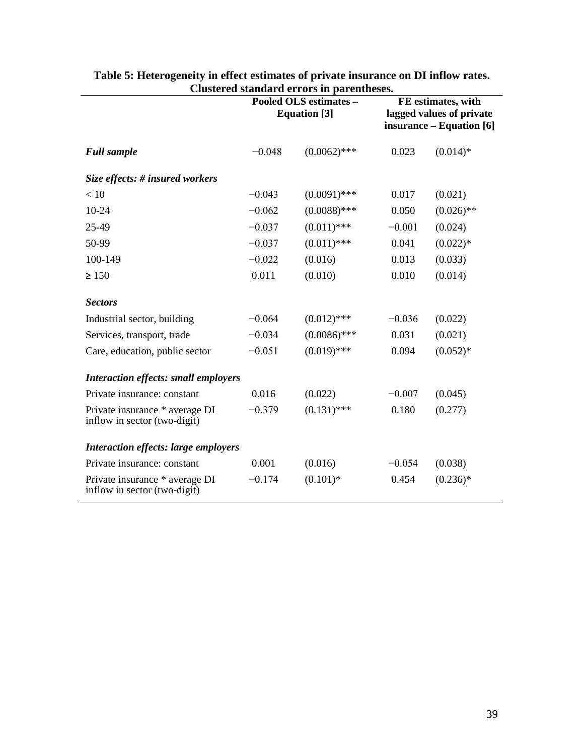**Table 5: Heterogeneity in effect estimates of private insurance on DI inflow rates. Clustered standard errors in parentheses.**

| | Pooled OLS estimates – Equation [3] | | FE estimates, with lagged values of private insurance – Equation [6] | |
|---|---|---|---|---|
| ***Full sample*** | −0.048 | (0.0062)*** | 0.023 | (0.014)* |
| ***Size effects: # insured workers*** | | | | |
| < 10 | −0.043 | (0.0091)*** | 0.017 | (0.021) |
| 10-24 | −0.062 | (0.0088)*** | 0.050 | (0.026)** |
| 25-49 | −0.037 | (0.011)*** | −0.001 | (0.024) |
| 50-99 | −0.037 | (0.011)*** | 0.041 | (0.022)* |
| 100-149 | −0.022 | (0.016) | 0.013 | (0.033) |
| ≥ 150 | 0.011 | (0.010) | 0.010 | (0.014) |
| ***Sectors*** | | | | |
| Industrial sector, building | −0.064 | (0.012)*** | −0.036 | (0.022) |
| Services, transport, trade | −0.034 | (0.0086)*** | 0.031 | (0.021) |
| Care, education, public sector | −0.051 | (0.019)*** | 0.094 | (0.052)* |
| ***Interaction effects: small employers*** | | | | |
| Private insurance: constant | 0.016 | (0.022) | −0.007 | (0.045) |
| Private insurance * average DI inflow in sector (two-digit) | −0.379 | (0.131)*** | 0.180 | (0.277) |
| ***Interaction effects: large employers*** | | | | |
| Private insurance: constant | 0.001 | (0.016) | −0.054 | (0.038) |
| Private insurance * average DI inflow in sector (two-digit) | −0.174 | (0.101)* | 0.454 | (0.236)* |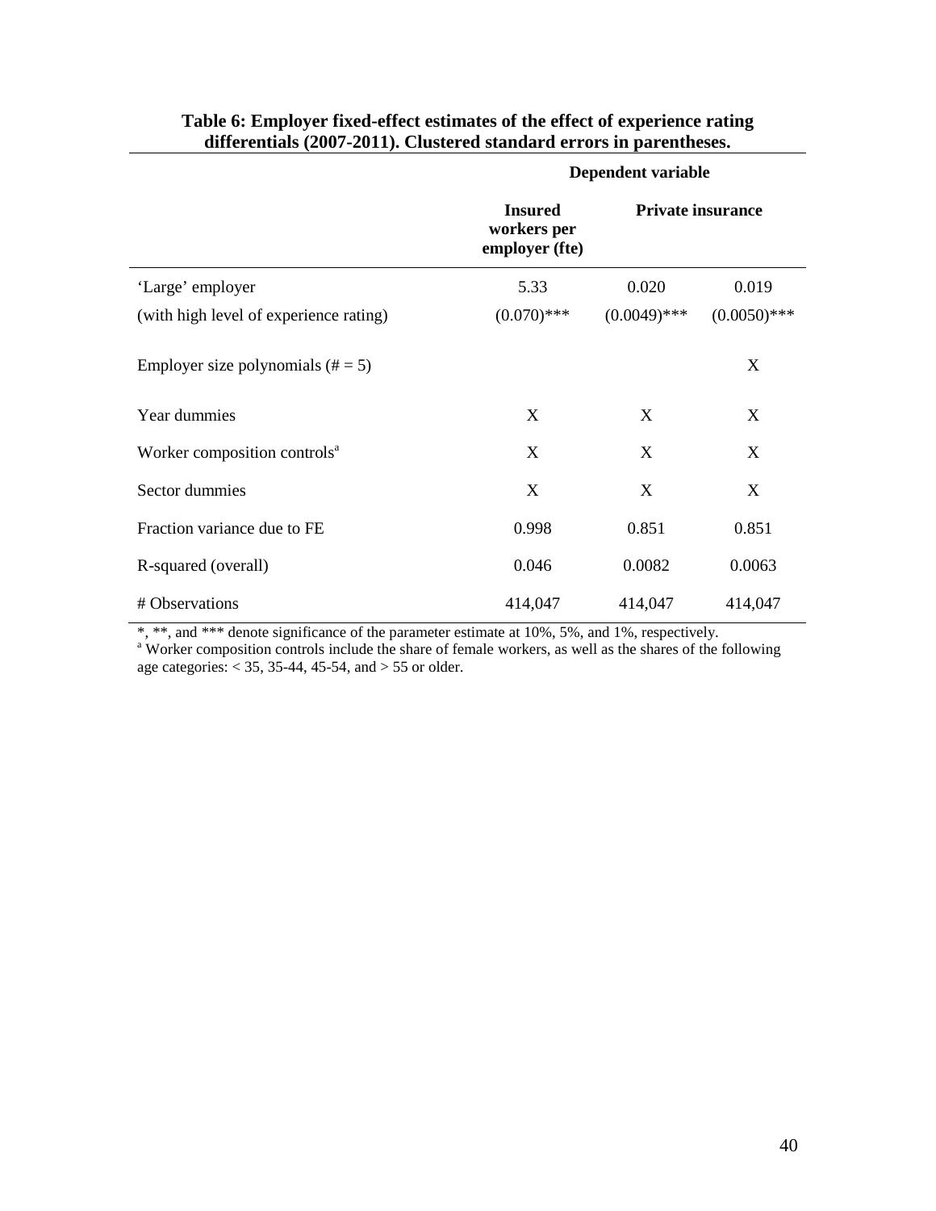**Table 6: Employer fixed-effect estimates of the effect of experience rating differentials (2007-2011). Clustered standard errors in parentheses.**

| | Dependent variable | | |
|---|---|---|---|
| | **Insured workers per employer (fte)** | **Private insurance** | |
| 'Large' employer | 5.33 | 0.020 | 0.019 |
| (with high level of experience rating) | (0.070)*** | (0.0049)*** | (0.0050)*** |
| Employer size polynomials (# = 5) | | | X |
| Year dummies | X | X | X |
| Worker composition controls[a] | X | X | X |
| Sector dummies | X | X | X |
| Fraction variance due to FE | 0.998 | 0.851 | 0.851 |
| R-squared (overall) | 0.046 | 0.0082 | 0.0063 |
| # Observations | 414,047 | 414,047 | 414,047 |

*, **, and *** denote significance of the parameter estimate at 10%, 5%, and 1%, respectively.
[a] Worker composition controls include the share of female workers, as well as the shares of the following age categories: < 35, 35-44, 45-54, and > 55 or older.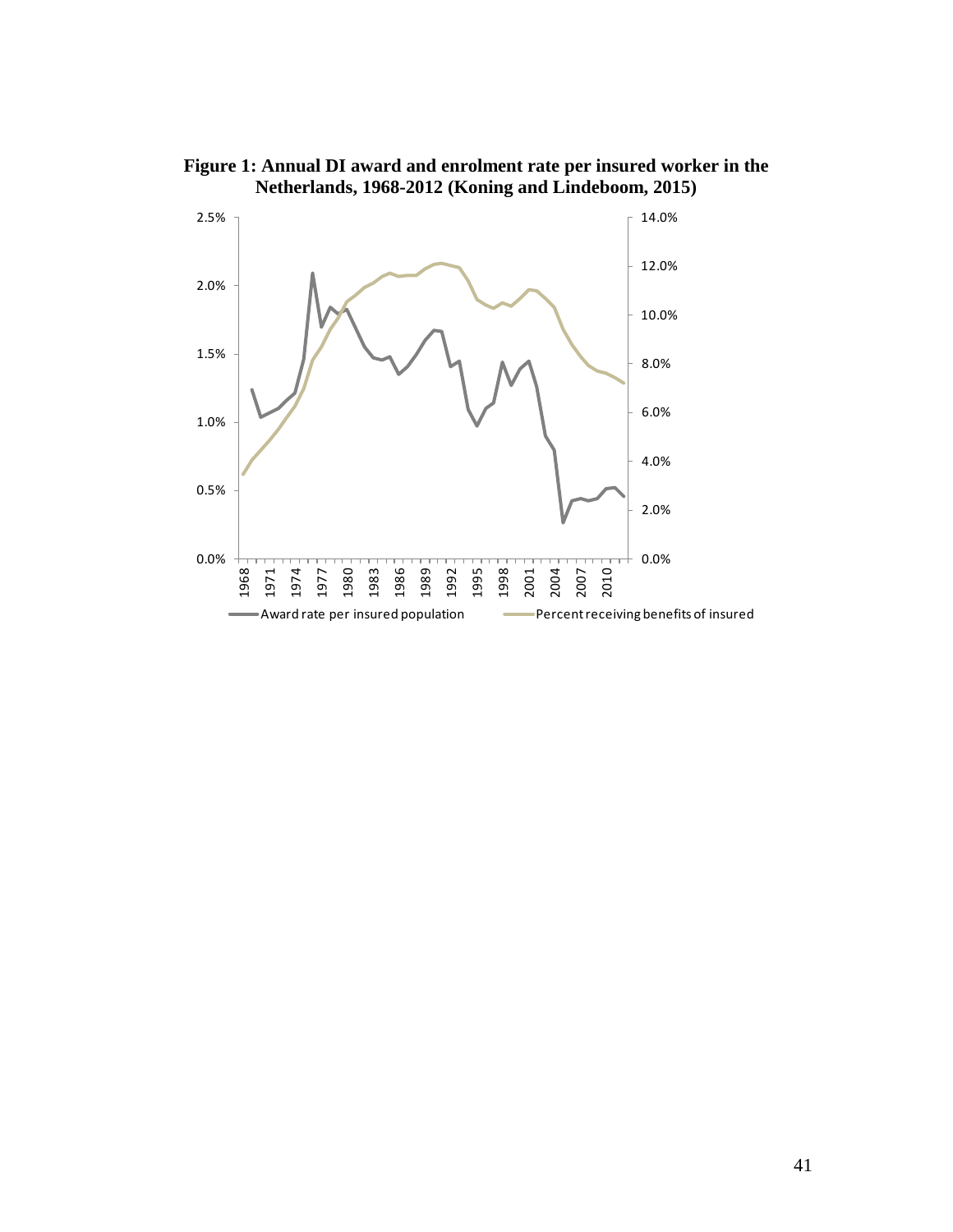**Figure 1: Annual DI award and enrolment rate per insured worker in the Netherlands, 1968-2012 (Koning and Lindeboom, 2015)**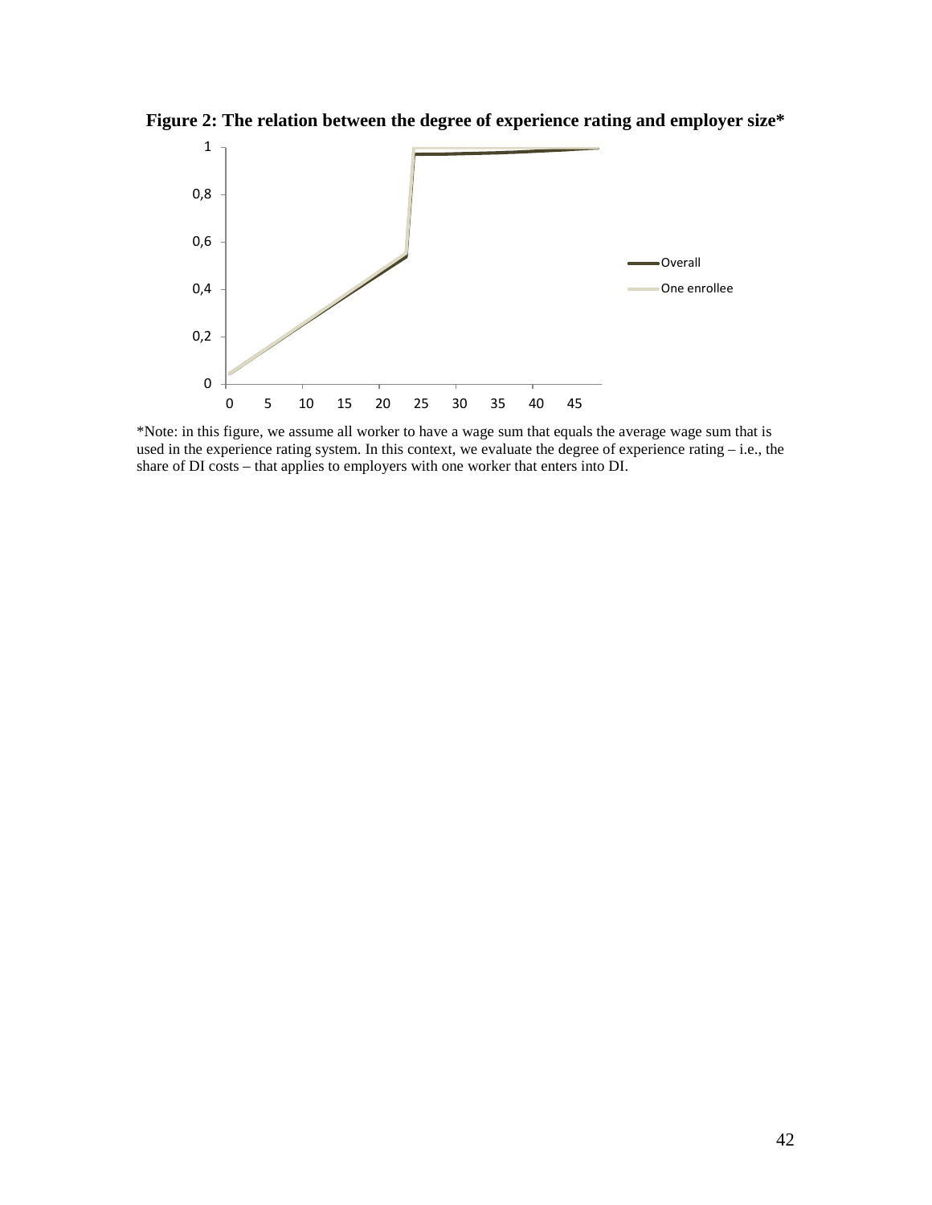**Figure 2: The relation between the degree of experience rating and employer size***

*Note: in this figure, we assume all worker to have a wage sum that equals the average wage sum that is used in the experience rating system. In this context, we evaluate the degree of experience rating – i.e., the share of DI costs – that applies to employers with one worker that enters into DI.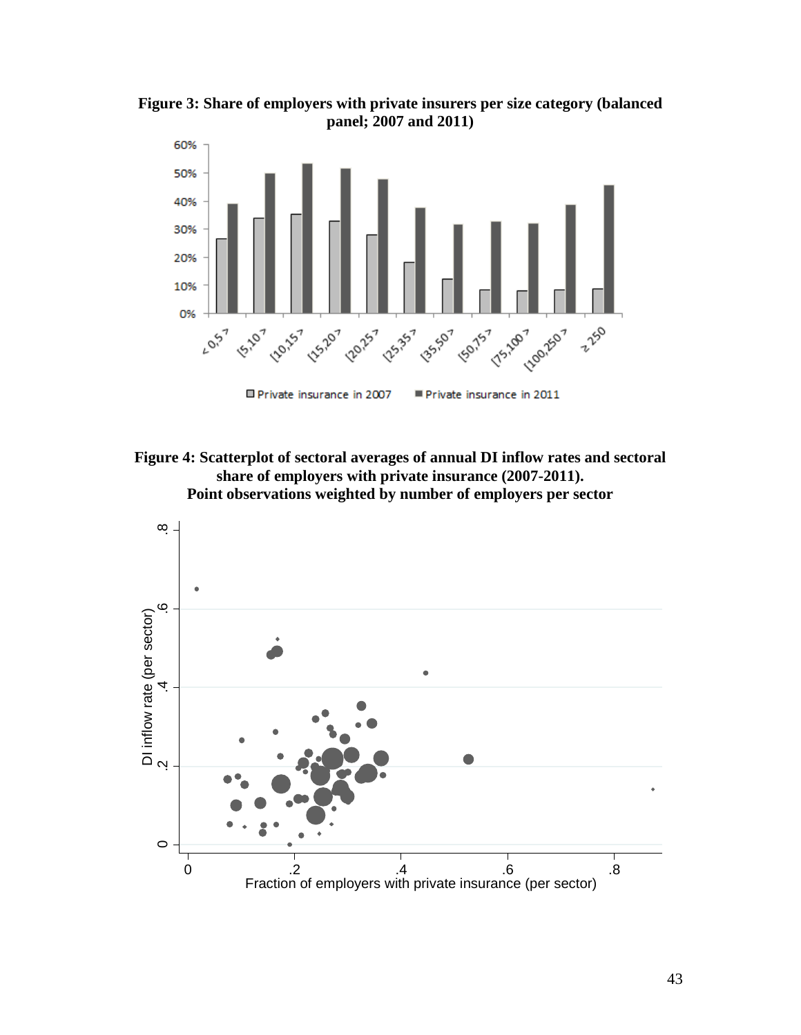**Figure 3: Share of employers with private insurers per size category (balanced panel; 2007 and 2011)**

**Figure 4: Scatterplot of sectoral averages of annual DI inflow rates and sectoral share of employers with private insurance (2007-2011). Point observations weighted by number of employers per sector**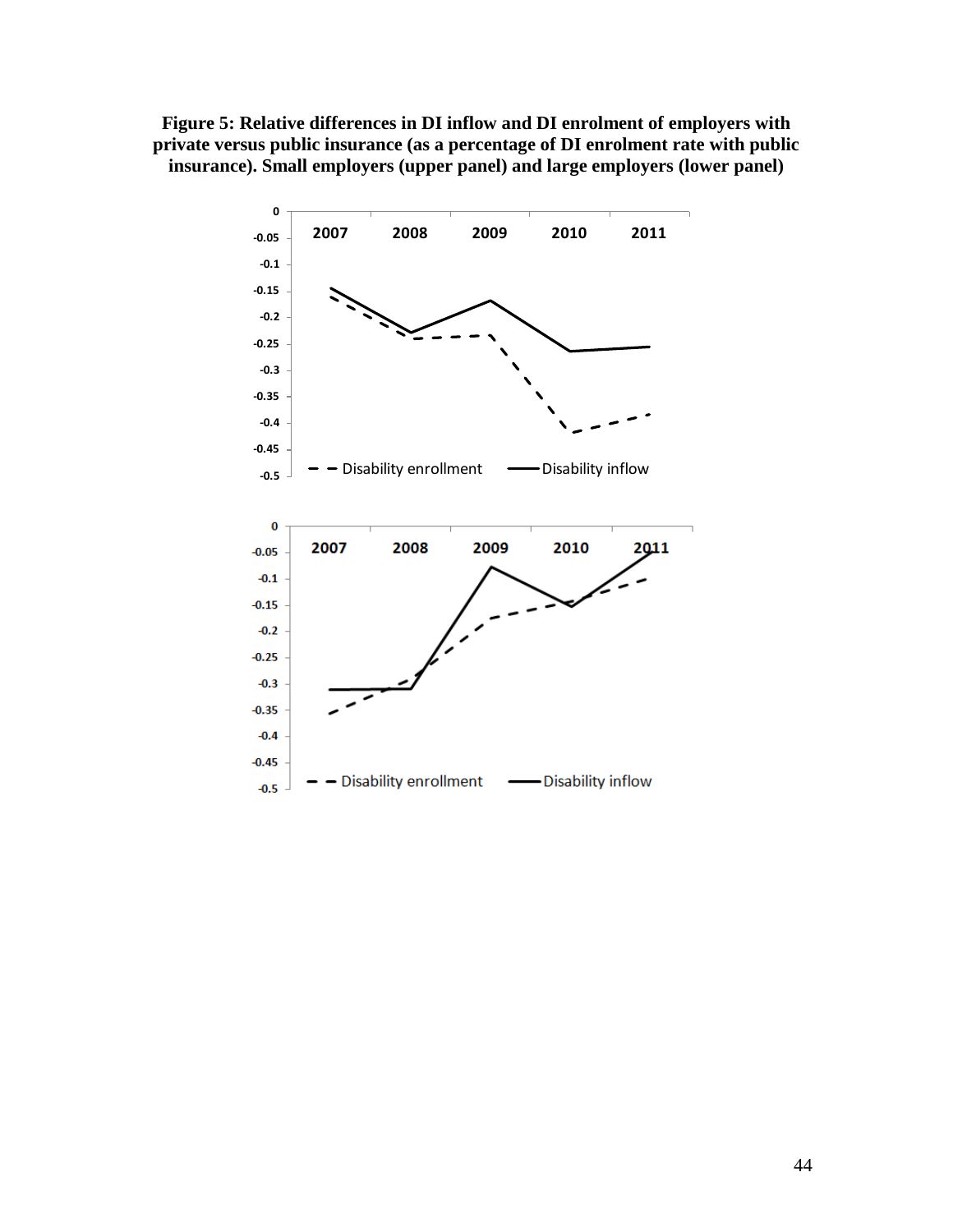**Figure 5: Relative differences in DI inflow and DI enrolment of employers with private versus public insurance (as a percentage of DI enrolment rate with public insurance). Small employers (upper panel) and large employers (lower panel)**

0
-0.05
-0.1
-0.15
-0.2
-0.25
-0.3
-0.35
-0.4
-0.45
-0.5

2007 2008 2009 2010 2011

Disability enrollment
Disability inflow

0
-0.05
-0.1
-0.15
-0.2
-0.25
-0.3
-0.35
-0.4
-0.45
-0.5

2007 2008 2009 2010 2011

Disability enrollment
Disability inflow